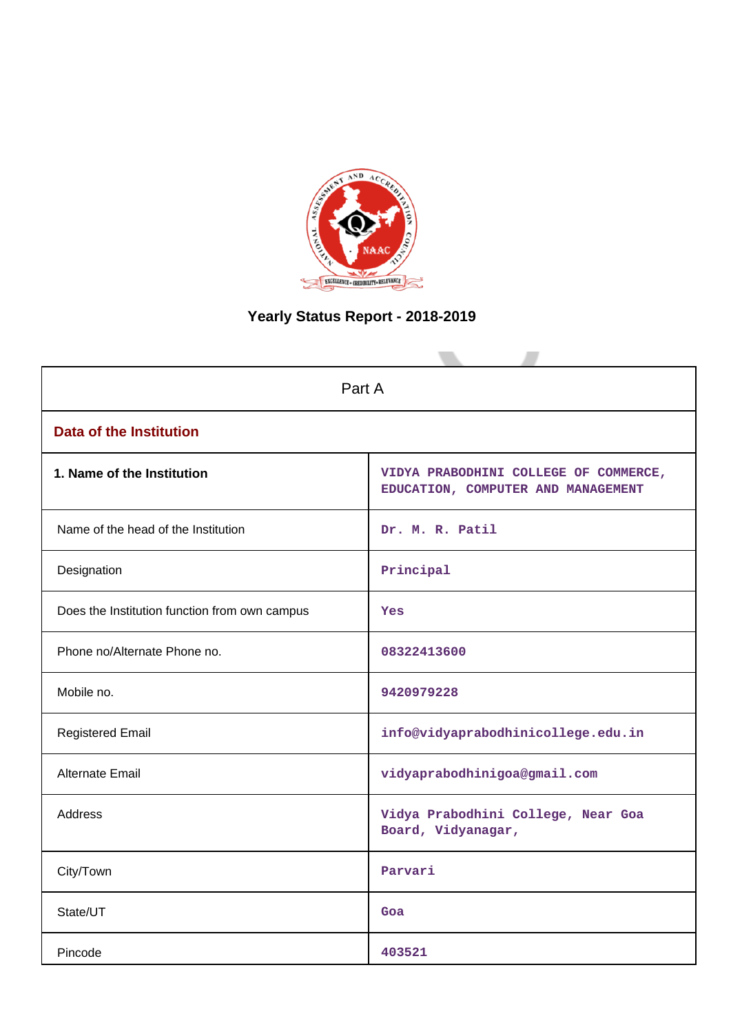# Yearly Status Report - 2018-2019

| Part A | |
|---|---|
| **Data of the Institution** | |
| **1. Name of the Institution** | VIDYA PRABODHINI COLLEGE OF COMMERCE, EDUCATION, COMPUTER AND MANAGEMENT |
| Name of the head of the Institution | Dr. M. R. Patil |
| Designation | Principal |
| Does the Institution function from own campus | Yes |
| Phone no/Alternate Phone no. | 08322413600 |
| Mobile no. | 9420979228 |
| Registered Email | info@vidyaprabodhinicollege.edu.in |
| Alternate Email | vidyaprabodhinigoa@gmail.com |
| Address | Vidya Prabodhini College, Near Goa Board, Vidyanagar, |
| City/Town | Parvari |
| State/UT | Goa |
| Pincode | 403521 |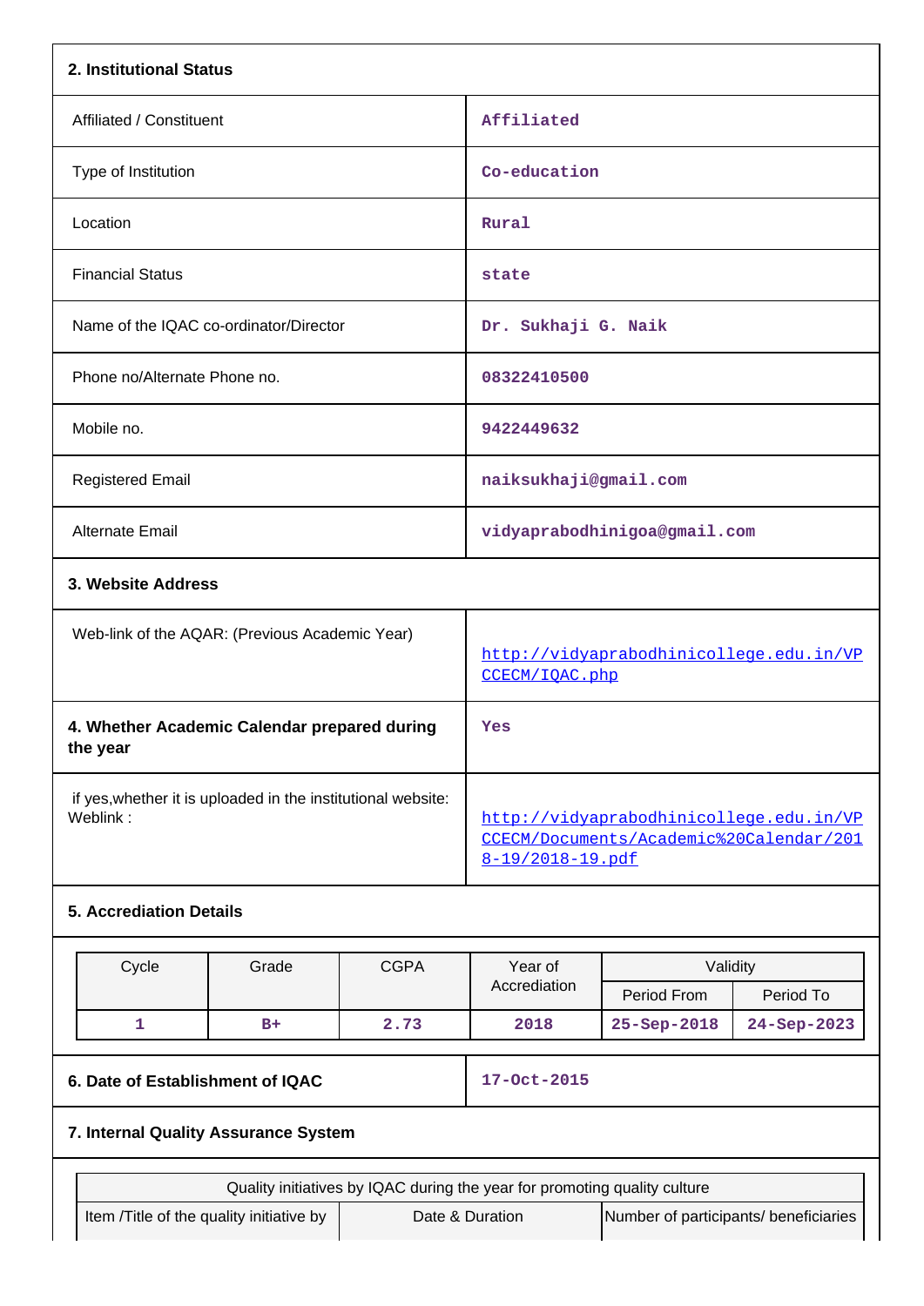| **2. Institutional Status** | |
|---|---|
| Affiliated / Constituent | Affiliated |
| Type of Institution | Co-education |
| Location | Rural |
| Financial Status | state |
| Name of the IQAC co-ordinator/Director | Dr. Sukhaji G. Naik |
| Phone no/Alternate Phone no. | 08322410500 |
| Mobile no. | 9422449632 |
| Registered Email | naiksukhaji@gmail.com |
| Alternate Email | vidyaprabodhinigoa@gmail.com |

| **3. Website Address** | |
|---|---|
| Web-link of the AQAR: (Previous Academic Year) | http://vidyaprabodhinicollege.edu.in/VPCCECM/IQAC.php |
| **4. Whether Academic Calendar prepared during the year** | Yes |
| if yes,whether it is uploaded in the institutional website: Weblink : | http://vidyaprabodhinicollege.edu.in/VPCCECM/Documents/Academic%20Calendar/2018-19/2018-19.pdf |

**5. Accrediation Details**

| Cycle | Grade | CGPA | Year of Accrediation | Validity | |
|---|---|---|---|---|---|
| | | | | Period From | Period To |
| 1 | B+ | 2.73 | 2018 | 25-Sep-2018 | 24-Sep-2023 |

| **6. Date of Establishment of IQAC** | 17-Oct-2015 |
|---|---|

**7. Internal Quality Assurance System**

| Quality initiatives by IQAC during the year for promoting quality culture | | |
|---|---|---|
| Item /Title of the quality initiative by | Date & Duration | Number of participants/ beneficiaries |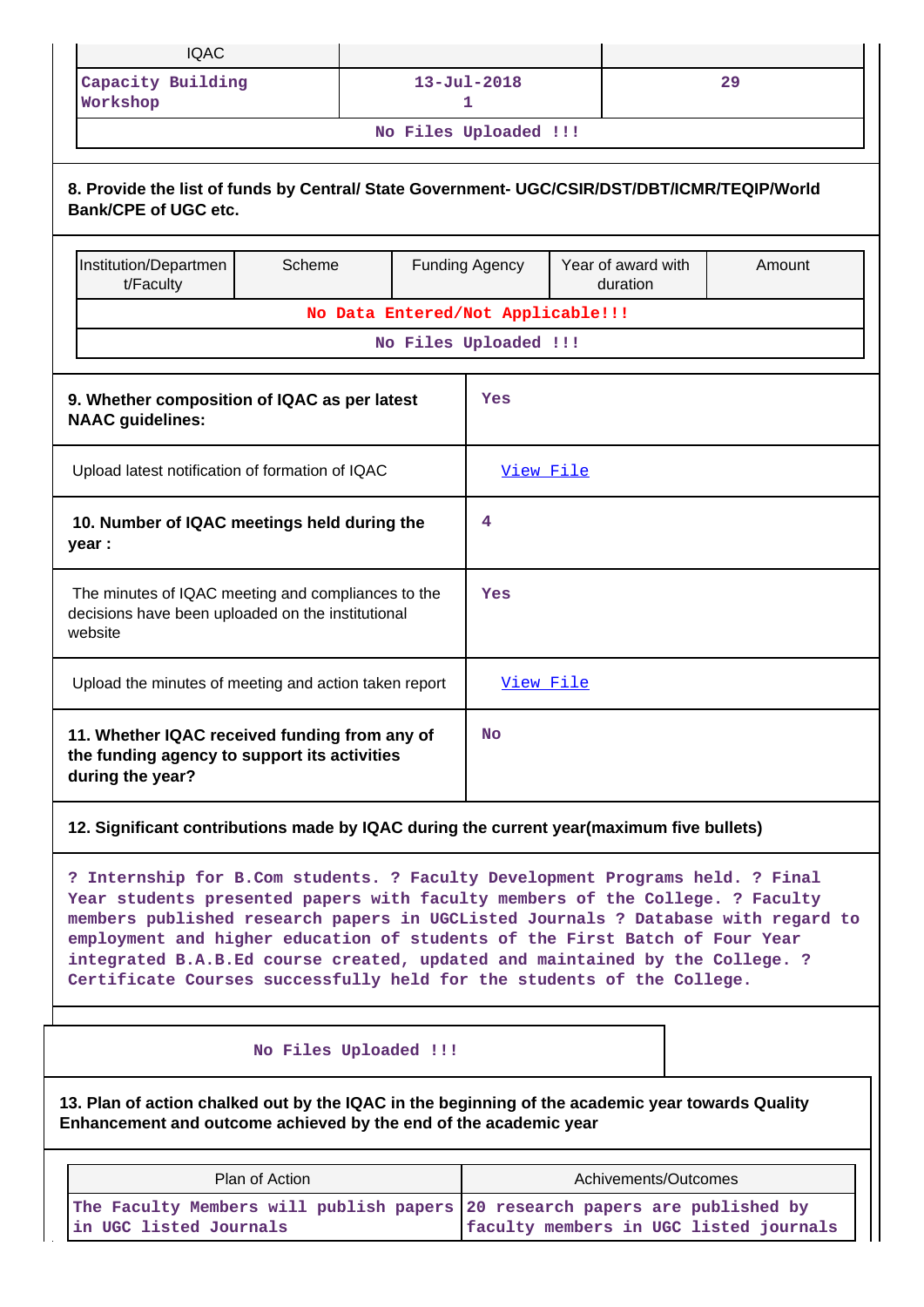| IQAC | | |
|---|---|---|
| Capacity Building Workshop | 13-Jul-2018 1 | 29 |
| No Files Uploaded !!! | | |

**8. Provide the list of funds by Central/ State Government- UGC/CSIR/DST/DBT/ICMR/TEQIP/World Bank/CPE of UGC etc.**

| Institution/Department/Faculty | Scheme | Funding Agency | Year of award with duration | Amount |
|---|---|---|---|---|
| No Data Entered/Not Applicable!!! | | | | |
| No Files Uploaded !!! | | | | |

| | |
|---|---|
| **9. Whether composition of IQAC as per latest NAAC guidelines:** | Yes |
| Upload latest notification of formation of IQAC | View File |
| **10. Number of IQAC meetings held during the year :** | 4 |
| The minutes of IQAC meeting and compliances to the decisions have been uploaded on the institutional website | Yes |
| Upload the minutes of meeting and action taken report | View File |
| **11. Whether IQAC received funding from any of the funding agency to support its activities during the year?** | No |

**12. Significant contributions made by IQAC during the current year(maximum five bullets)**

? Internship for B.Com students. ? Faculty Development Programs held. ? Final Year students presented papers with faculty members of the College. ? Faculty members published research papers in UGCListed Journals ? Database with regard to employment and higher education of students of the First Batch of Four Year integrated B.A.B.Ed course created, updated and maintained by the College. ? Certificate Courses successfully held for the students of the College.

No Files Uploaded !!!

**13. Plan of action chalked out by the IQAC in the beginning of the academic year towards Quality Enhancement and outcome achieved by the end of the academic year**

| Plan of Action | Achivements/Outcomes |
|---|---|
| The Faculty Members will publish papers in UGC listed Journals | 20 research papers are published by faculty members in UGC listed journals |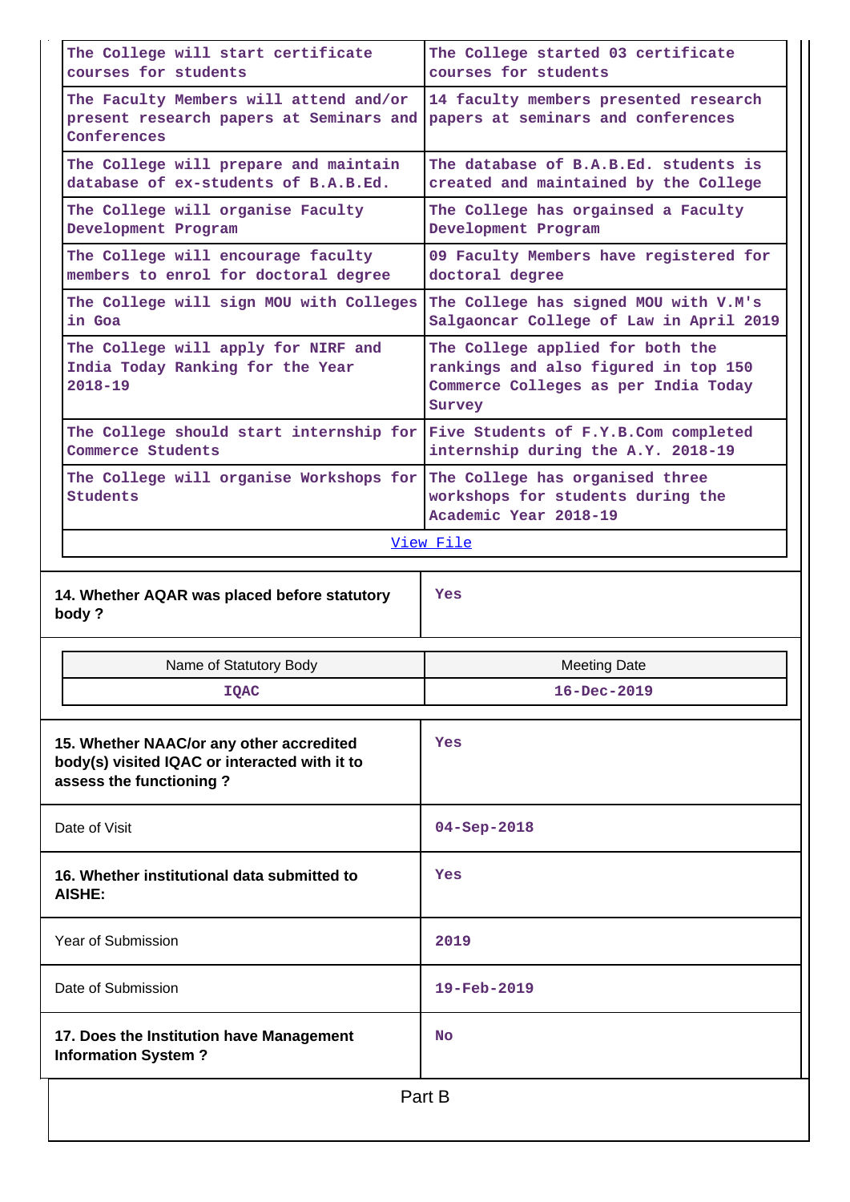| | |
|---|---|
| The College will start certificate courses for students | The College started 03 certificate courses for students |
| The Faculty Members will attend and/or present research papers at Seminars and Conferences | 14 faculty members presented research papers at seminars and conferences |
| The College will prepare and maintain database of ex-students of B.A.B.Ed. | The database of B.A.B.Ed. students is created and maintained by the College |
| The College will organise Faculty Development Program | The College has orgainsed a Faculty Development Program |
| The College will encourage faculty members to enrol for doctoral degree | 09 Faculty Members have registered for doctoral degree |
| The College will sign MOU with Colleges in Goa | The College has signed MOU with V.M's Salgaoncar College of Law in April 2019 |
| The College will apply for NIRF and India Today Ranking for the Year 2018-19 | The College applied for both the rankings and also figured in top 150 Commerce Colleges as per India Today Survey |
| The College should start internship for Commerce Students | Five Students of F.Y.B.Com completed internship during the A.Y. 2018-19 |
| The College will organise Workshops for Students | The College has organised three workshops for students during the Academic Year 2018-19 |

View File

| | |
|---|---|
| **14. Whether AQAR was placed before statutory body ?** | Yes |

| Name of Statutory Body | Meeting Date |
|---|---|
| IQAC | 16-Dec-2019 |

| | |
|---|---|
| **15. Whether NAAC/or any other accredited body(s) visited IQAC or interacted with it to assess the functioning ?** | Yes |
| Date of Visit | 04-Sep-2018 |
| **16. Whether institutional data submitted to AISHE:** | Yes |
| Year of Submission | 2019 |
| Date of Submission | 19-Feb-2019 |
| **17. Does the Institution have Management Information System ?** | No |

## Part B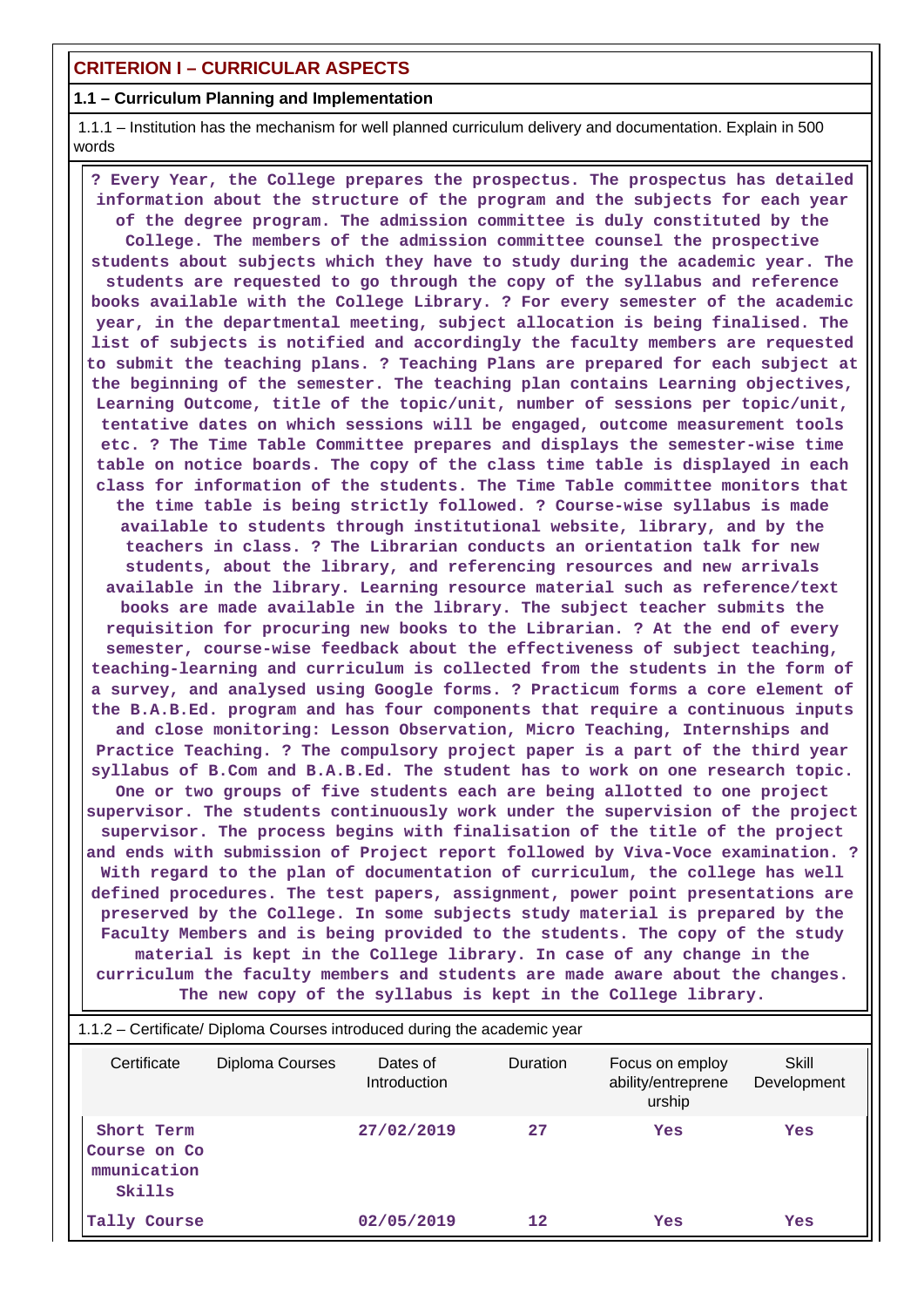## CRITERION I – CURRICULAR ASPECTS

### 1.1 – Curriculum Planning and Implementation

1.1.1 – Institution has the mechanism for well planned curriculum delivery and documentation. Explain in 500 words

**? Every Year, the College prepares the prospectus. The prospectus has detailed information about the structure of the program and the subjects for each year of the degree program. The admission committee is duly constituted by the College. The members of the admission committee counsel the prospective students about subjects which they have to study during the academic year. The students are requested to go through the copy of the syllabus and reference books available with the College Library. ? For every semester of the academic year, in the departmental meeting, subject allocation is being finalised. The list of subjects is notified and accordingly the faculty members are requested to submit the teaching plans. ? Teaching Plans are prepared for each subject at the beginning of the semester. The teaching plan contains Learning objectives, Learning Outcome, title of the topic/unit, number of sessions per topic/unit, tentative dates on which sessions will be engaged, outcome measurement tools etc. ? The Time Table Committee prepares and displays the semester-wise time table on notice boards. The copy of the class time table is displayed in each class for information of the students. The Time Table committee monitors that the time table is being strictly followed. ? Course-wise syllabus is made available to students through institutional website, library, and by the teachers in class. ? The Librarian conducts an orientation talk for new students, about the library, and referencing resources and new arrivals available in the library. Learning resource material such as reference/text books are made available in the library. The subject teacher submits the requisition for procuring new books to the Librarian. ? At the end of every semester, course-wise feedback about the effectiveness of subject teaching, teaching-learning and curriculum is collected from the students in the form of a survey, and analysed using Google forms. ? Practicum forms a core element of the B.A.B.Ed. program and has four components that require a continuous inputs and close monitoring: Lesson Observation, Micro Teaching, Internships and Practice Teaching. ? The compulsory project paper is a part of the third year syllabus of B.Com and B.A.B.Ed. The student has to work on one research topic. One or two groups of five students each are being allotted to one project supervisor. The students continuously work under the supervision of the project supervisor. The process begins with finalisation of the title of the project and ends with submission of Project report followed by Viva-Voce examination. ? With regard to the plan of documentation of curriculum, the college has well defined procedures. The test papers, assignment, power point presentations are preserved by the College. In some subjects study material is prepared by the Faculty Members and is being provided to the students. The copy of the study material is kept in the College library. In case of any change in the curriculum the faculty members and students are made aware about the changes. The new copy of the syllabus is kept in the College library.**

1.1.2 – Certificate/ Diploma Courses introduced during the academic year

| Certificate | Diploma Courses | Dates of Introduction | Duration | Focus on employ ability/entrepreneurship | Skill Development |
|---|---|---|---|---|---|
| **Short Term Course on Communication Skills** | | **27/02/2019** | **27** | **Yes** | **Yes** |
| **Tally Course** | | **02/05/2019** | **12** | **Yes** | **Yes** |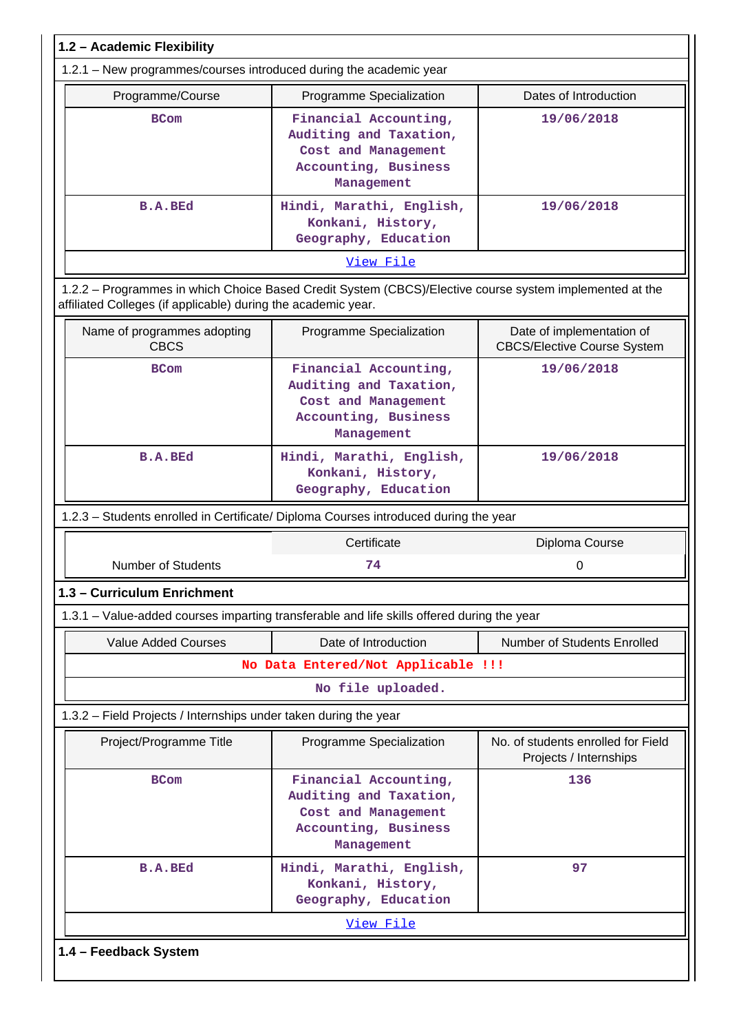## 1.2 – Academic Flexibility

1.2.1 – New programmes/courses introduced during the academic year

| Programme/Course | Programme Specialization | Dates of Introduction |
|---|---|---|
| BCom | Financial Accounting, Auditing and Taxation, Cost and Management Accounting, Business Management | 19/06/2018 |
| B.A.BEd | Hindi, Marathi, English, Konkani, History, Geography, Education | 19/06/2018 |

View File

1.2.2 – Programmes in which Choice Based Credit System (CBCS)/Elective course system implemented at the affiliated Colleges (if applicable) during the academic year.

| Name of programmes adopting CBCS | Programme Specialization | Date of implementation of CBCS/Elective Course System |
|---|---|---|
| BCom | Financial Accounting, Auditing and Taxation, Cost and Management Accounting, Business Management | 19/06/2018 |
| B.A.BEd | Hindi, Marathi, English, Konkani, History, Geography, Education | 19/06/2018 |

1.2.3 – Students enrolled in Certificate/ Diploma Courses introduced during the year

| | Certificate | Diploma Course |
|---|---|---|
| Number of Students | 74 | 0 |

## 1.3 – Curriculum Enrichment

1.3.1 – Value-added courses imparting transferable and life skills offered during the year

| Value Added Courses | Date of Introduction | Number of Students Enrolled |
|---|---|---|
| No Data Entered/Not Applicable !!! | | |

No file uploaded.

1.3.2 – Field Projects / Internships under taken during the year

| Project/Programme Title | Programme Specialization | No. of students enrolled for Field Projects / Internships |
|---|---|---|
| BCom | Financial Accounting, Auditing and Taxation, Cost and Management Accounting, Business Management | 136 |
| B.A.BEd | Hindi, Marathi, English, Konkani, History, Geography, Education | 97 |

View File

## 1.4 – Feedback System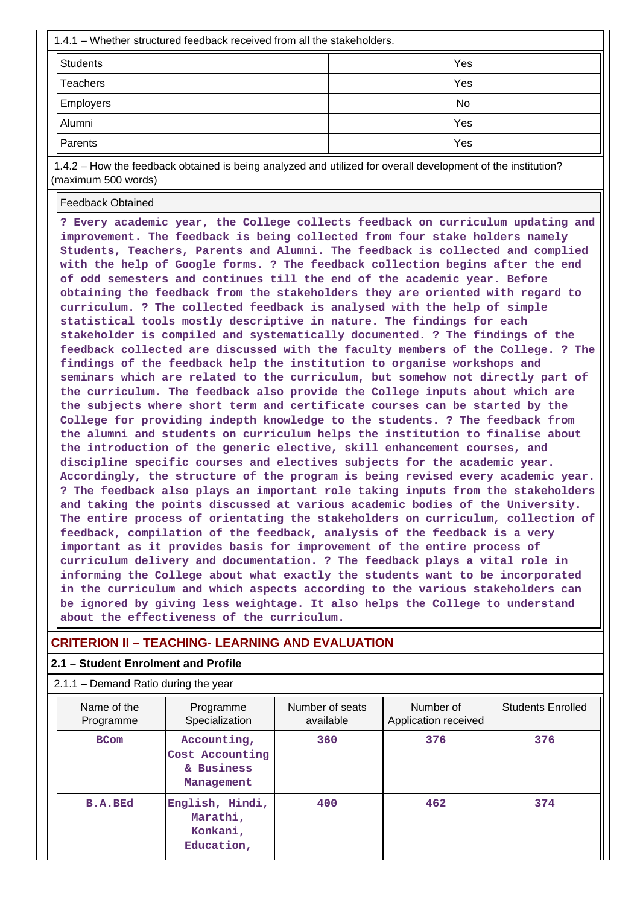1.4.1 – Whether structured feedback received from all the stakeholders.

| | |
|---|---|
| Students | Yes |
| Teachers | Yes |
| Employers | No |
| Alumni | Yes |
| Parents | Yes |

1.4.2 – How the feedback obtained is being analyzed and utilized for overall development of the institution? (maximum 500 words)

Feedback Obtained

? Every academic year, the College collects feedback on curriculum updating and improvement. The feedback is being collected from four stake holders namely Students, Teachers, Parents and Alumni. The feedback is collected and complied with the help of Google forms. ? The feedback collection begins after the end of odd semesters and continues till the end of the academic year. Before obtaining the feedback from the stakeholders they are oriented with regard to curriculum. ? The collected feedback is analysed with the help of simple statistical tools mostly descriptive in nature. The findings for each stakeholder is compiled and systematically documented. ? The findings of the feedback collected are discussed with the faculty members of the College. ? The findings of the feedback help the institution to organise workshops and seminars which are related to the curriculum, but somehow not directly part of the curriculum. The feedback also provide the College inputs about which are the subjects where short term and certificate courses can be started by the College for providing indepth knowledge to the students. ? The feedback from the alumni and students on curriculum helps the institution to finalise about the introduction of the generic elective, skill enhancement courses, and discipline specific courses and electives subjects for the academic year. Accordingly, the structure of the program is being revised every academic year. ? The feedback also plays an important role taking inputs from the stakeholders and taking the points discussed at various academic bodies of the University. The entire process of orientating the stakeholders on curriculum, collection of feedback, compilation of the feedback, analysis of the feedback is a very important as it provides basis for improvement of the entire process of curriculum delivery and documentation. ? The feedback plays a vital role in informing the College about what exactly the students want to be incorporated in the curriculum and which aspects according to the various stakeholders can be ignored by giving less weightage. It also helps the College to understand about the effectiveness of the curriculum.

## CRITERION II – TEACHING- LEARNING AND EVALUATION

### 2.1 – Student Enrolment and Profile

2.1.1 – Demand Ratio during the year

| Name of the Programme | Programme Specialization | Number of seats available | Number of Application received | Students Enrolled |
|---|---|---|---|---|
| BCom | Accounting, Cost Accounting & Business Management | 360 | 376 | 376 |
| B.A.BEd | English, Hindi, Marathi, Konkani, Education, | 400 | 462 | 374 |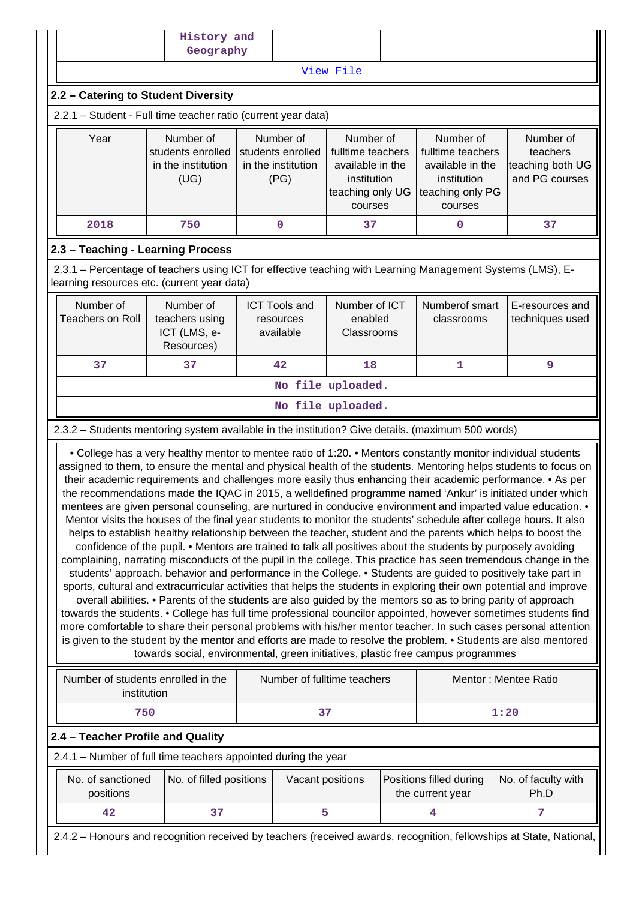| | History and Geography | | | |
|---|---|---|---|---|
| View File | | | | |

## 2.2 – Catering to Student Diversity

2.2.1 – Student - Full time teacher ratio (current year data)

| Year | Number of students enrolled in the institution (UG) | Number of students enrolled in the institution (PG) | Number of fulltime teachers available in the institution teaching only UG courses | Number of fulltime teachers available in the institution teaching only PG courses | Number of teachers teaching both UG and PG courses |
|---|---|---|---|---|---|
| 2018 | 750 | 0 | 37 | 0 | 37 |

## 2.3 – Teaching - Learning Process

2.3.1 – Percentage of teachers using ICT for effective teaching with Learning Management Systems (LMS), E-learning resources etc. (current year data)

| Number of Teachers on Roll | Number of teachers using ICT (LMS, e-Resources) | ICT Tools and resources available | Number of ICT enabled Classrooms | Numberof smart classrooms | E-resources and techniques used |
|---|---|---|---|---|---|
| 37 | 37 | 42 | 18 | 1 | 9 |
| No file uploaded. | | | | | |
| No file uploaded. | | | | | |

2.3.2 – Students mentoring system available in the institution? Give details. (maximum 500 words)

• College has a very healthy mentor to mentee ratio of 1:20. • Mentors constantly monitor individual students assigned to them, to ensure the mental and physical health of the students. Mentoring helps students to focus on their academic requirements and challenges more easily thus enhancing their academic performance. • As per the recommendations made the IQAC in 2015, a welldefined programme named 'Ankur' is initiated under which mentees are given personal counseling, are nurtured in conducive environment and imparted value education. • Mentor visits the houses of the final year students to monitor the students' schedule after college hours. It also helps to establish healthy relationship between the teacher, student and the parents which helps to boost the confidence of the pupil. • Mentors are trained to talk all positives about the students by purposely avoiding complaining, narrating misconducts of the pupil in the college. This practice has seen tremendous change in the students' approach, behavior and performance in the College. • Students are guided to positively take part in sports, cultural and extracurricular activities that helps the students in exploring their own potential and improve overall abilities. • Parents of the students are also guided by the mentors so as to bring parity of approach towards the students. • College has full time professional councilor appointed, however sometimes students find more comfortable to share their personal problems with his/her mentor teacher. In such cases personal attention is given to the student by the mentor and efforts are made to resolve the problem. • Students are also mentored towards social, environmental, green initiatives, plastic free campus programmes

| Number of students enrolled in the institution | Number of fulltime teachers | Mentor : Mentee Ratio |
|---|---|---|
| 750 | 37 | 1:20 |

## 2.4 – Teacher Profile and Quality

2.4.1 – Number of full time teachers appointed during the year

| No. of sanctioned positions | No. of filled positions | Vacant positions | Positions filled during the current year | No. of faculty with Ph.D |
|---|---|---|---|---|
| 42 | 37 | 5 | 4 | 7 |

2.4.2 – Honours and recognition received by teachers (received awards, recognition, fellowships at State, National,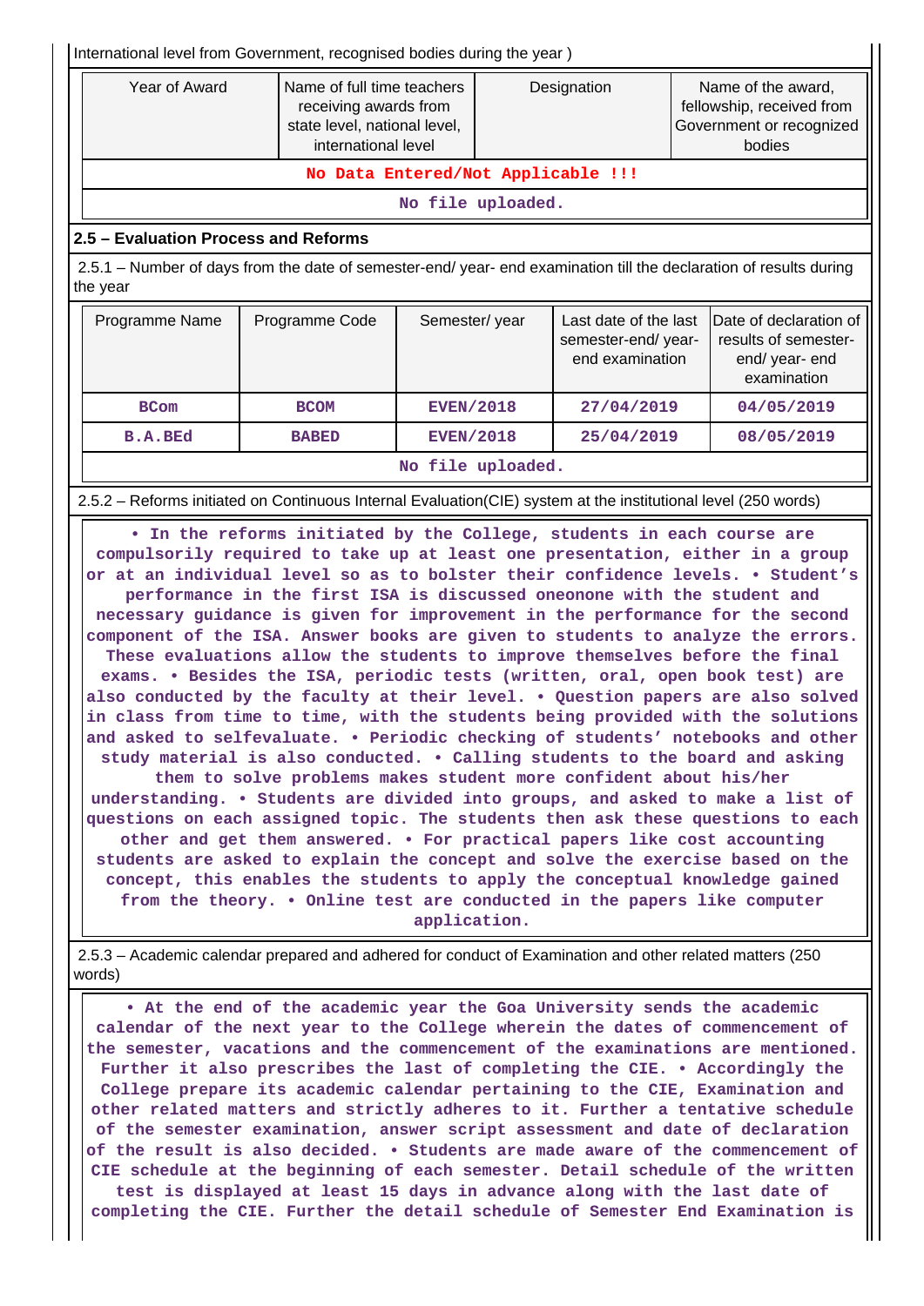International level from Government, recognised bodies during the year )

| Year of Award | Name of full time teachers receiving awards from state level, national level, international level | Designation | Name of the award, fellowship, received from Government or recognized bodies |
|---|---|---|---|
| No Data Entered/Not Applicable !!! | | | |
| No file uploaded. | | | |

## 2.5 – Evaluation Process and Reforms

2.5.1 – Number of days from the date of semester-end/ year- end examination till the declaration of results during the year

| Programme Name | Programme Code | Semester/ year | Last date of the last semester-end/ year- end examination | Date of declaration of results of semester- end/ year- end examination |
|---|---|---|---|---|
| BCom | BCOM | EVEN/2018 | 27/04/2019 | 04/05/2019 |
| B.A.BEd | BABED | EVEN/2018 | 25/04/2019 | 08/05/2019 |
| No file uploaded. | | | | |

2.5.2 – Reforms initiated on Continuous Internal Evaluation(CIE) system at the institutional level (250 words)

• In the reforms initiated by the College, students in each course are compulsorily required to take up at least one presentation, either in a group or at an individual level so as to bolster their confidence levels. • Student's performance in the first ISA is discussed oneonone with the student and necessary guidance is given for improvement in the performance for the second component of the ISA. Answer books are given to students to analyze the errors. These evaluations allow the students to improve themselves before the final exams. • Besides the ISA, periodic tests (written, oral, open book test) are also conducted by the faculty at their level. • Question papers are also solved in class from time to time, with the students being provided with the solutions and asked to selfevaluate. • Periodic checking of students' notebooks and other study material is also conducted. • Calling students to the board and asking them to solve problems makes student more confident about his/her understanding. • Students are divided into groups, and asked to make a list of questions on each assigned topic. The students then ask these questions to each other and get them answered. • For practical papers like cost accounting students are asked to explain the concept and solve the exercise based on the concept, this enables the students to apply the conceptual knowledge gained from the theory. • Online test are conducted in the papers like computer application.

2.5.3 – Academic calendar prepared and adhered for conduct of Examination and other related matters (250 words)

• At the end of the academic year the Goa University sends the academic calendar of the next year to the College wherein the dates of commencement of the semester, vacations and the commencement of the examinations are mentioned. Further it also prescribes the last of completing the CIE. • Accordingly the College prepare its academic calendar pertaining to the CIE, Examination and other related matters and strictly adheres to it. Further a tentative schedule of the semester examination, answer script assessment and date of declaration of the result is also decided. • Students are made aware of the commencement of CIE schedule at the beginning of each semester. Detail schedule of the written test is displayed at least 15 days in advance along with the last date of completing the CIE. Further the detail schedule of Semester End Examination is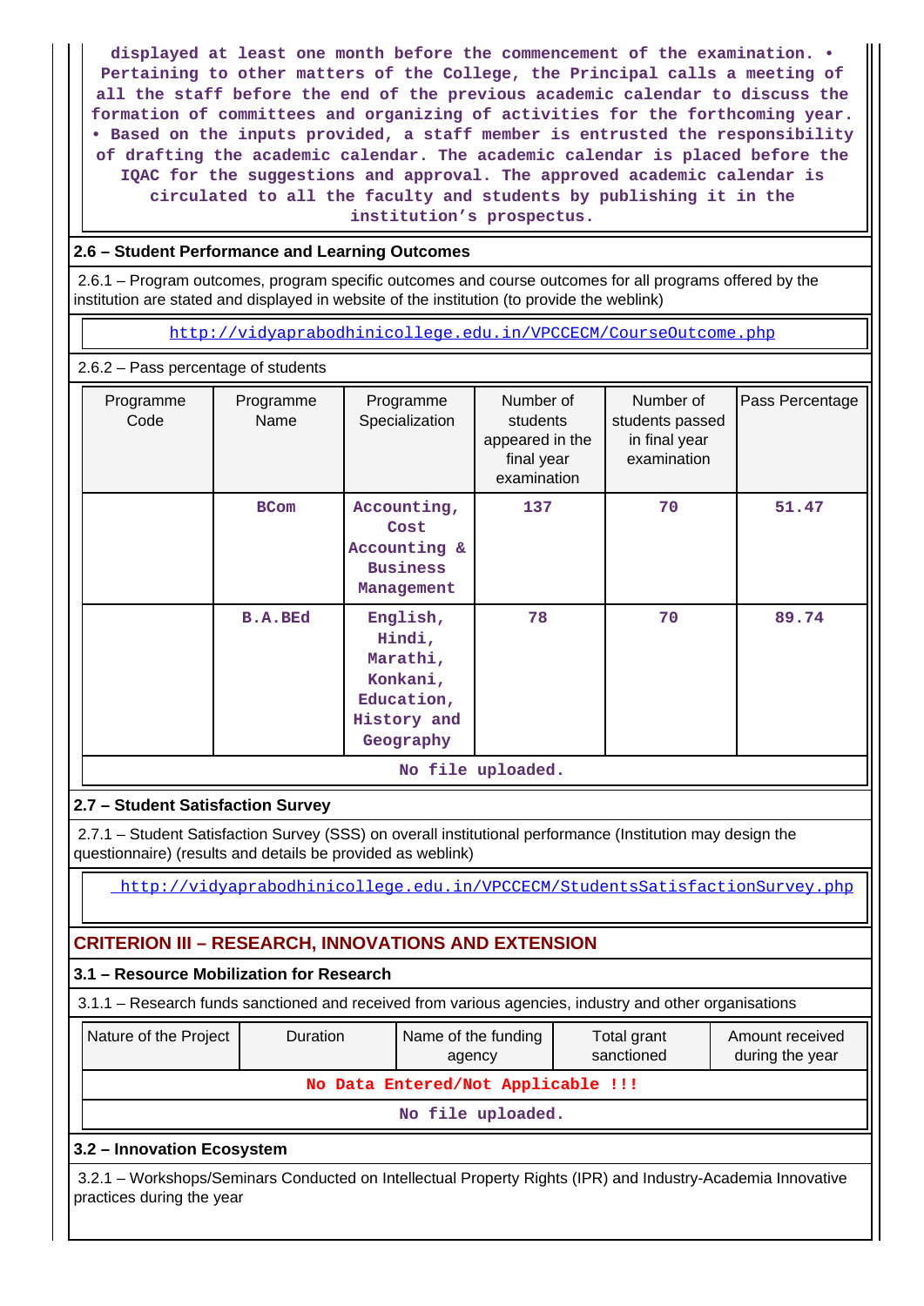displayed at least one month before the commencement of the examination. • Pertaining to other matters of the College, the Principal calls a meeting of all the staff before the end of the previous academic calendar to discuss the formation of committees and organizing of activities for the forthcoming year. • Based on the inputs provided, a staff member is entrusted the responsibility of drafting the academic calendar. The academic calendar is placed before the IQAC for the suggestions and approval. The approved academic calendar is circulated to all the faculty and students by publishing it in the institution's prospectus.

### 2.6 – Student Performance and Learning Outcomes

2.6.1 – Program outcomes, program specific outcomes and course outcomes for all programs offered by the institution are stated and displayed in website of the institution (to provide the weblink)

http://vidyaprabodhinicollege.edu.in/VPCCECM/CourseOutcome.php

2.6.2 – Pass percentage of students

| Programme Code | Programme Name | Programme Specialization | Number of students appeared in the final year examination | Number of students passed in final year examination | Pass Percentage |
|---|---|---|---|---|---|
| | BCom | Accounting, Cost Accounting & Business Management | 137 | 70 | 51.47 |
| | B.A.BEd | English, Hindi, Marathi, Konkani, Education, History and Geography | 78 | 70 | 89.74 |

No file uploaded.

### 2.7 – Student Satisfaction Survey

2.7.1 – Student Satisfaction Survey (SSS) on overall institutional performance (Institution may design the questionnaire) (results and details be provided as weblink)

http://vidyaprabodhinicollege.edu.in/VPCCECM/StudentsSatisfactionSurvey.php

## CRITERION III – RESEARCH, INNOVATIONS AND EXTENSION

### 3.1 – Resource Mobilization for Research

3.1.1 – Research funds sanctioned and received from various agencies, industry and other organisations

| Nature of the Project | Duration | Name of the funding agency | Total grant sanctioned | Amount received during the year |
|---|---|---|---|---|
| No Data Entered/Not Applicable !!! | | | | |

No file uploaded.

### 3.2 – Innovation Ecosystem

3.2.1 – Workshops/Seminars Conducted on Intellectual Property Rights (IPR) and Industry-Academia Innovative practices during the year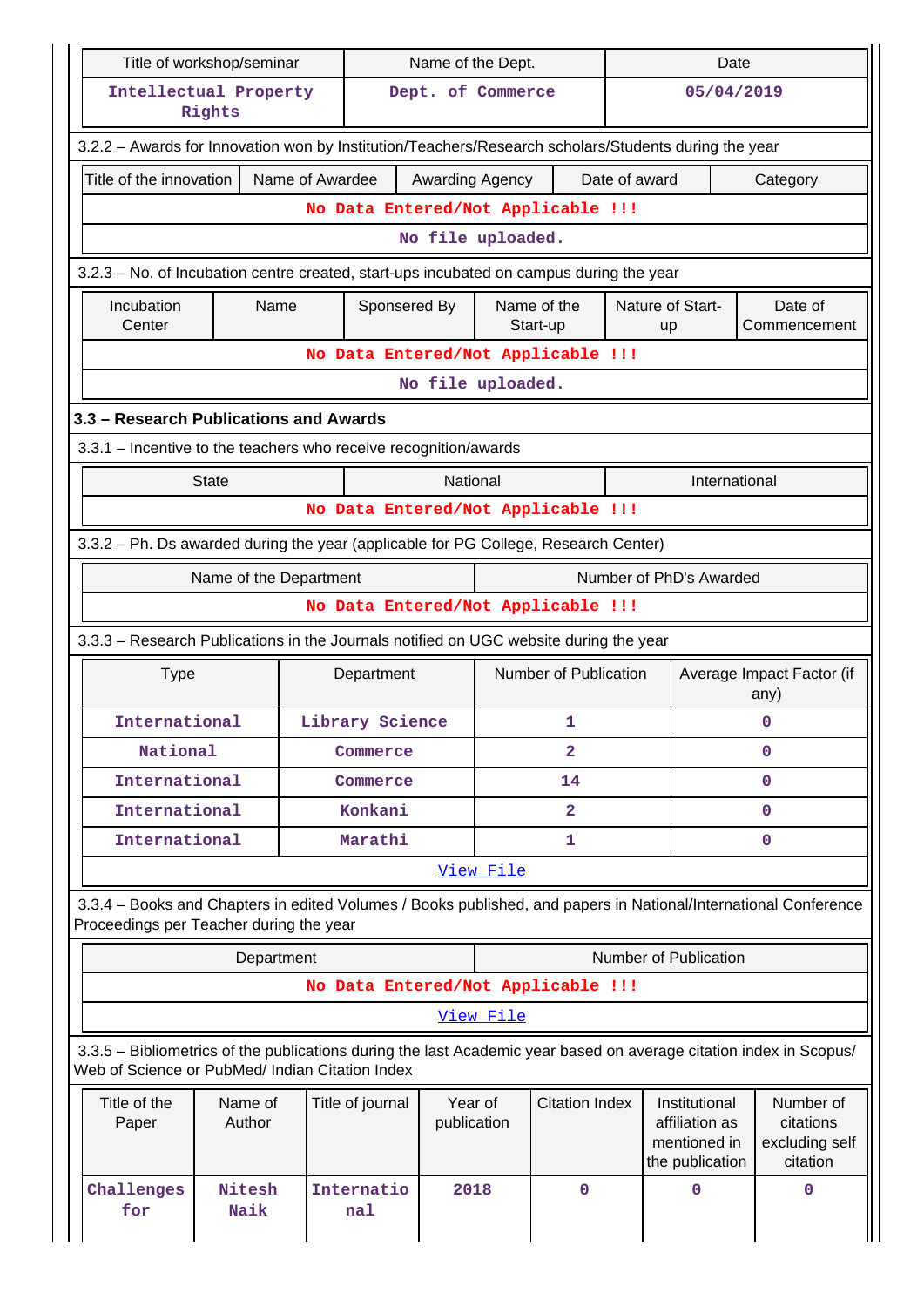| Title of workshop/seminar | Name of the Dept. | Date |
|---|---|---|
| Intellectual Property Rights | Dept. of Commerce | 05/04/2019 |

3.2.2 – Awards for Innovation won by Institution/Teachers/Research scholars/Students during the year

| Title of the innovation | Name of Awardee | Awarding Agency | Date of award | Category |
|---|---|---|---|---|
| No Data Entered/Not Applicable !!! | | | | |
| No file uploaded. | | | | |

3.2.3 – No. of Incubation centre created, start-ups incubated on campus during the year

| Incubation Center | Name | Sponsered By | Name of the Start-up | Nature of Start-up | Date of Commencement |
|---|---|---|---|---|---|
| No Data Entered/Not Applicable !!! | | | | | |
| No file uploaded. | | | | | |

### 3.3 – Research Publications and Awards

3.3.1 – Incentive to the teachers who receive recognition/awards

| State | National | International |
|---|---|---|
| No Data Entered/Not Applicable !!! | | |

3.3.2 – Ph. Ds awarded during the year (applicable for PG College, Research Center)

| Name of the Department | Number of PhD's Awarded |
|---|---|
| No Data Entered/Not Applicable !!! | |

3.3.3 – Research Publications in the Journals notified on UGC website during the year

| Type | Department | Number of Publication | Average Impact Factor (if any) |
|---|---|---|---|
| International | Library Science | 1 | 0 |
| National | Commerce | 2 | 0 |
| International | Commerce | 14 | 0 |
| International | Konkani | 2 | 0 |
| International | Marathi | 1 | 0 |
| View File | | | |

3.3.4 – Books and Chapters in edited Volumes / Books published, and papers in National/International Conference Proceedings per Teacher during the year

| Department | Number of Publication |
|---|---|
| No Data Entered/Not Applicable !!! | |
| View File | |

3.3.5 – Bibliometrics of the publications during the last Academic year based on average citation index in Scopus/ Web of Science or PubMed/ Indian Citation Index

| Title of the Paper | Name of Author | Title of journal | Year of publication | Citation Index | Institutional affiliation as mentioned in the publication | Number of citations excluding self citation |
|---|---|---|---|---|---|---|
| Challenges for | Nitesh Naik | International | 2018 | 0 | 0 | 0 |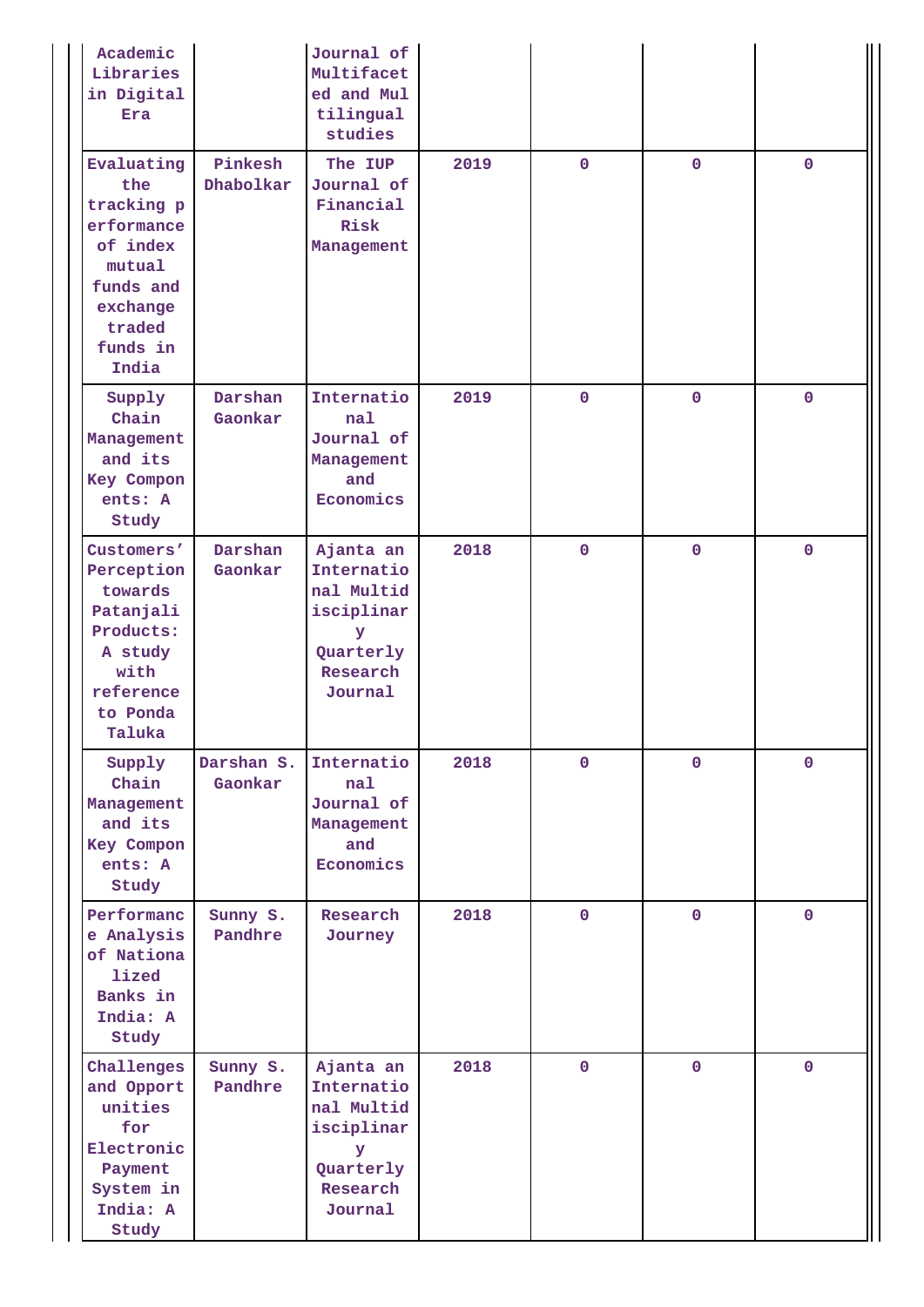| | | | | | | |
|---|---|---|---|---|---|---|
| Academic Libraries in Digital Era | | Journal of Multifaceted and Multilingual studies | | | | |
| Evaluating the tracking performance of index mutual funds and exchange traded funds in India | Pinkesh Dhabolkar | The IUP Journal of Financial Risk Management | 2019 | 0 | 0 | 0 |
| Supply Chain Management and its Key Components: A Study | Darshan Gaonkar | International Journal of Management and Economics | 2019 | 0 | 0 | 0 |
| Customers' Perception towards Patanjali Products: A study with reference to Ponda Taluka | Darshan Gaonkar | Ajanta an International Multidisciplinary Quarterly Research Journal | 2018 | 0 | 0 | 0 |
| Supply Chain Management and its Key Components: A Study | Darshan S. Gaonkar | International Journal of Management and Economics | 2018 | 0 | 0 | 0 |
| Performance Analysis of Nationalized Banks in India: A Study | Sunny S. Pandhre | Research Journey | 2018 | 0 | 0 | 0 |
| Challenges and Opportunities for Electronic Payment System in India: A Study | Sunny S. Pandhre | Ajanta an International Multidisciplinary Quarterly Research Journal | 2018 | 0 | 0 | 0 |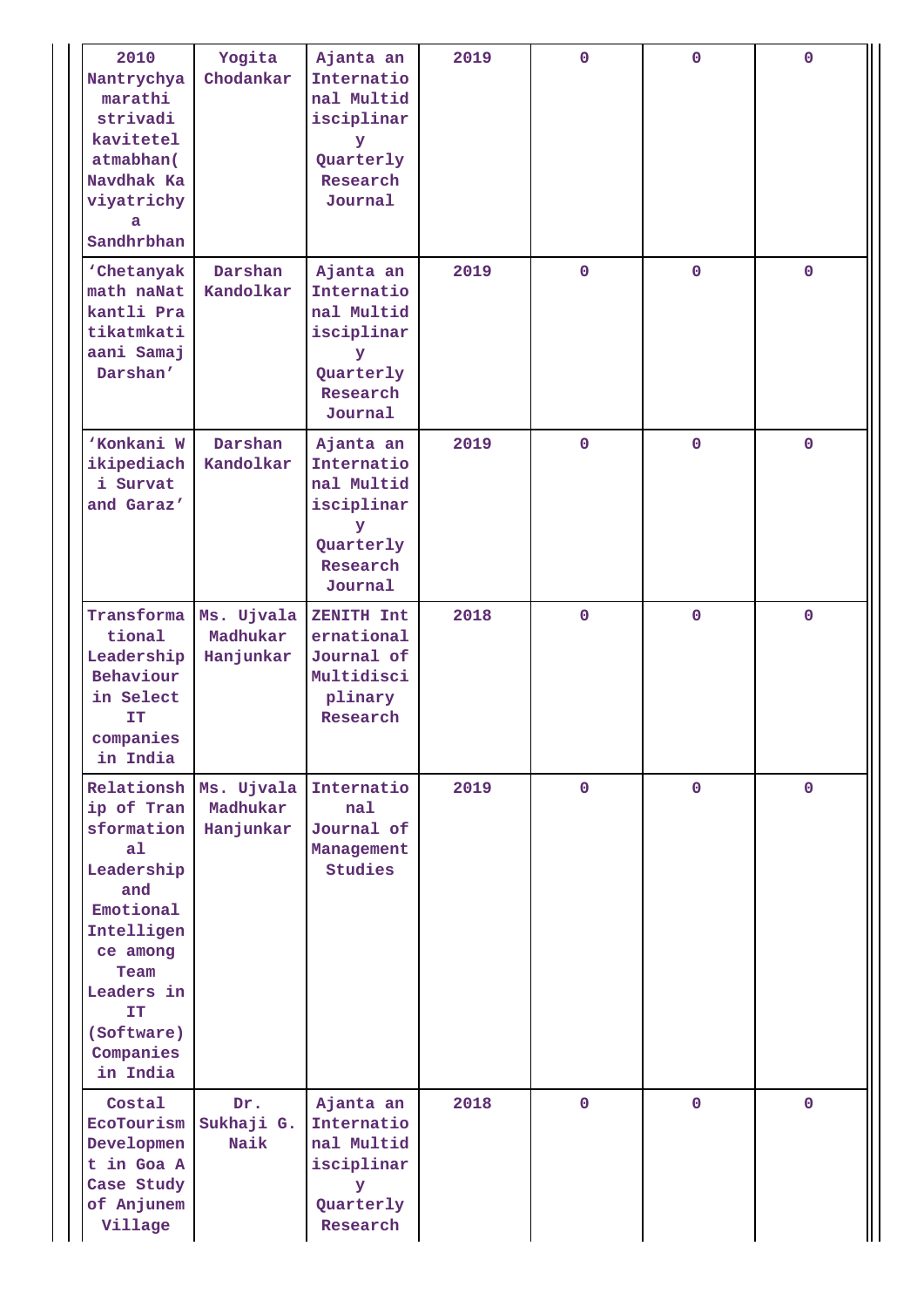| 2010 Nantrychya marathi strivadi kavitetel atmabhan( Navdhak Ka viyatrichy a Sandhrbhan | Yogita Chodankar | Ajanta an International Multidisciplinary Quarterly Research Journal | 2019 | 0 | 0 | 0 |
|---|---|---|---|---|---|---|
| 'Chetanyak math naNat kantli Pra tikatmkati aani Samaj Darshan' | Darshan Kandolkar | Ajanta an International Multidisciplinary Quarterly Research Journal | 2019 | 0 | 0 | 0 |
| 'Konkani Wikipediachi Survat and Garaz' | Darshan Kandolkar | Ajanta an International Multidisciplinary Quarterly Research Journal | 2019 | 0 | 0 | 0 |
| Transformational Leadership Behaviour in Select IT companies in India | Ms. Ujvala Madhukar Hanjunkar | ZENITH International Journal of Multidisciplinary Research | 2018 | 0 | 0 | 0 |
| Relationship of Transformational Leadership and Emotional Intelligence among Team Leaders in IT (Software) Companies in India | Ms. Ujvala Madhukar Hanjunkar | International Journal of Management Studies | 2019 | 0 | 0 | 0 |
| Costal EcoTourism Development in Goa A Case Study of Anjunem Village | Dr. Sukhaji G. Naik | Ajanta an International Multidisciplinary Quarterly Research | 2018 | 0 | 0 | 0 |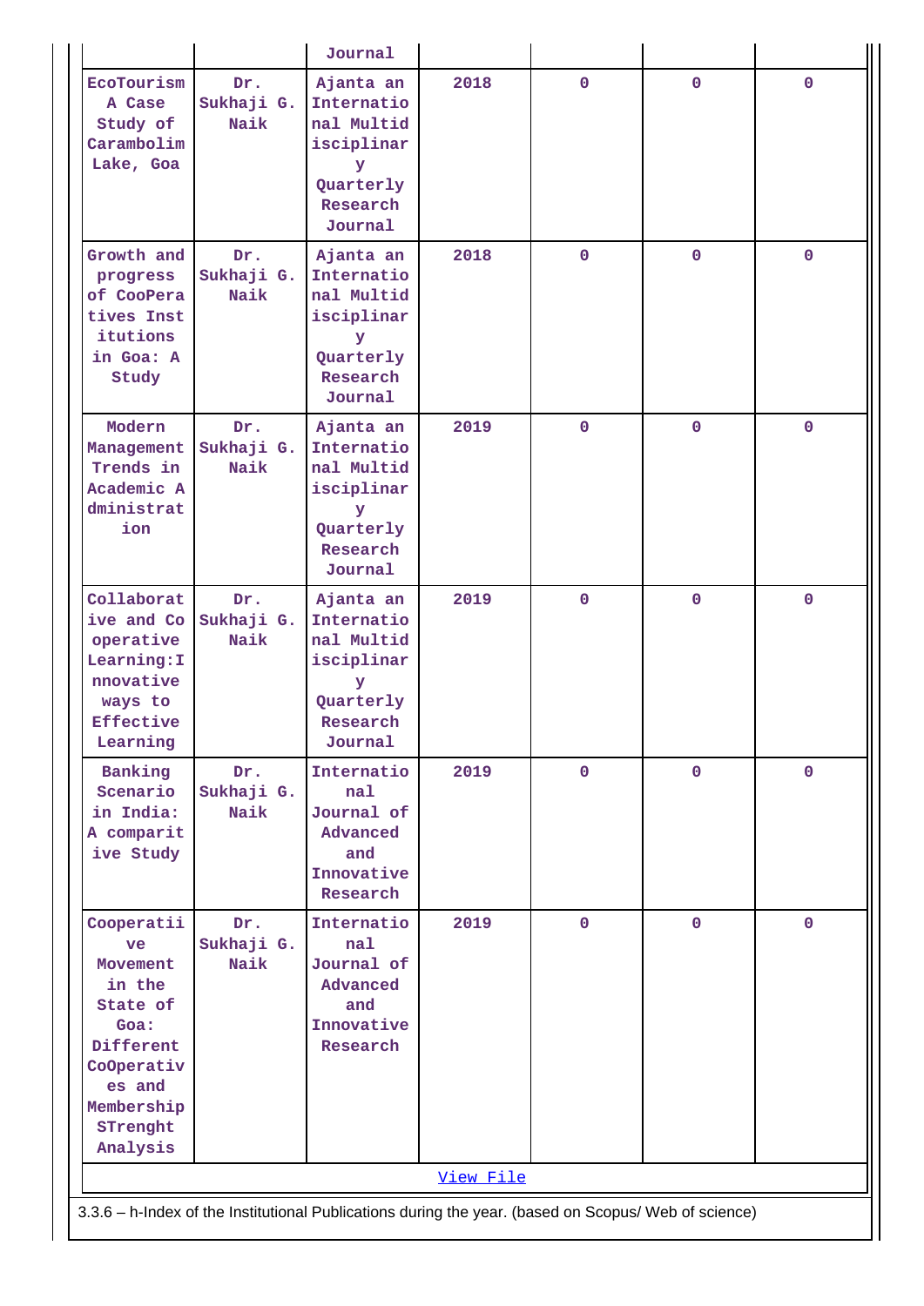| | | | | | | |
|---|---|---|---|---|---|---|
| | | Journal | | | | |
| EcoTourism A Case Study of Carambolim Lake, Goa | Dr. Sukhaji G. Naik | Ajanta an International Multidisciplinary Quarterly Research Journal | 2018 | 0 | 0 | 0 |
| Growth and progress of CooPeratives Institutions in Goa: A Study | Dr. Sukhaji G. Naik | Ajanta an International Multidisciplinary Quarterly Research Journal | 2018 | 0 | 0 | 0 |
| Modern Management Trends in Academic Administration | Dr. Sukhaji G. Naik | Ajanta an International Multidisciplinary Quarterly Research Journal | 2019 | 0 | 0 | 0 |
| Collaborative and Cooperative Learning:Innovative ways to Effective Learning | Dr. Sukhaji G. Naik | Ajanta an International Multidisciplinary Quarterly Research Journal | 2019 | 0 | 0 | 0 |
| Banking Scenario in India: A comparitive Study | Dr. Sukhaji G. Naik | International Journal of Advanced and Innovative Research | 2019 | 0 | 0 | 0 |
| Cooperatiive Movement in the State of Goa: Different CoOperatives and Membership STrenght Analysis | Dr. Sukhaji G. Naik | International Journal of Advanced and Innovative Research | 2019 | 0 | 0 | 0 |

View File

3.3.6 – h-Index of the Institutional Publications during the year. (based on Scopus/ Web of science)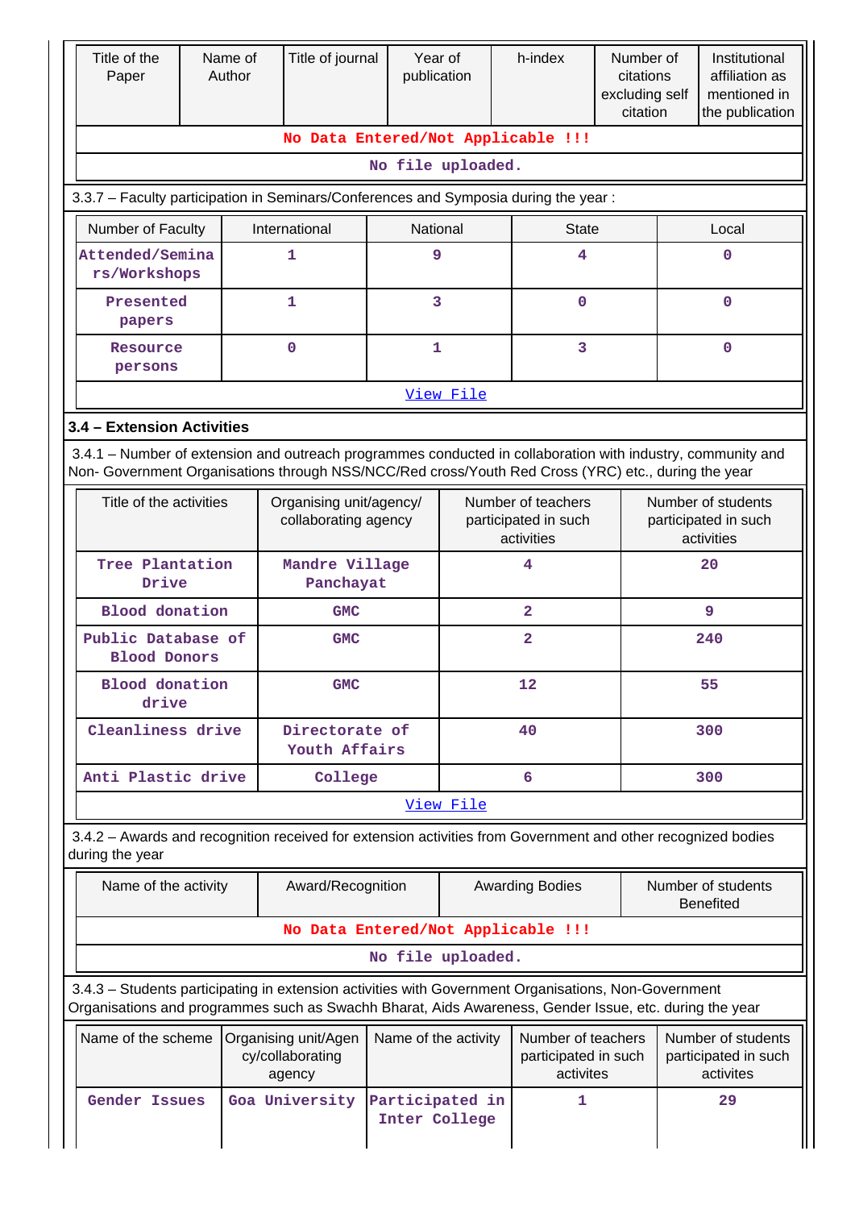| Title of the Paper | Name of Author | Title of journal | Year of publication | h-index | Number of citations excluding self citation | Institutional affiliation as mentioned in the publication |
|---|---|---|---|---|---|---|
| No Data Entered/Not Applicable !!! | | | | | | |
| No file uploaded. | | | | | | |

3.3.7 – Faculty participation in Seminars/Conferences and Symposia during the year :

| Number of Faculty | International | National | State | Local |
|---|---|---|---|---|
| Attended/Seminars/Workshops | 1 | 9 | 4 | 0 |
| Presented papers | 1 | 3 | 0 | 0 |
| Resource persons | 0 | 1 | 3 | 0 |
| View File | | | | |

**3.4 – Extension Activities**

3.4.1 – Number of extension and outreach programmes conducted in collaboration with industry, community and Non- Government Organisations through NSS/NCC/Red cross/Youth Red Cross (YRC) etc., during the year

| Title of the activities | Organising unit/agency/ collaborating agency | Number of teachers participated in such activities | Number of students participated in such activities |
|---|---|---|---|
| Tree Plantation Drive | Mandre Village Panchayat | 4 | 20 |
| Blood donation | GMC | 2 | 9 |
| Public Database of Blood Donors | GMC | 2 | 240 |
| Blood donation drive | GMC | 12 | 55 |
| Cleanliness drive | Directorate of Youth Affairs | 40 | 300 |
| Anti Plastic drive | College | 6 | 300 |
| View File | | | |

3.4.2 – Awards and recognition received for extension activities from Government and other recognized bodies during the year

| Name of the activity | Award/Recognition | Awarding Bodies | Number of students Benefited |
|---|---|---|---|
| No Data Entered/Not Applicable !!! | | | |
| No file uploaded. | | | |

3.4.3 – Students participating in extension activities with Government Organisations, Non-Government Organisations and programmes such as Swachh Bharat, Aids Awareness, Gender Issue, etc. during the year

| Name of the scheme | Organising unit/Agency/collaborating agency | Name of the activity | Number of teachers participated in such activites | Number of students participated in such activites |
|---|---|---|---|---|
| Gender Issues | Goa University | Participated in Inter College | 1 | 29 |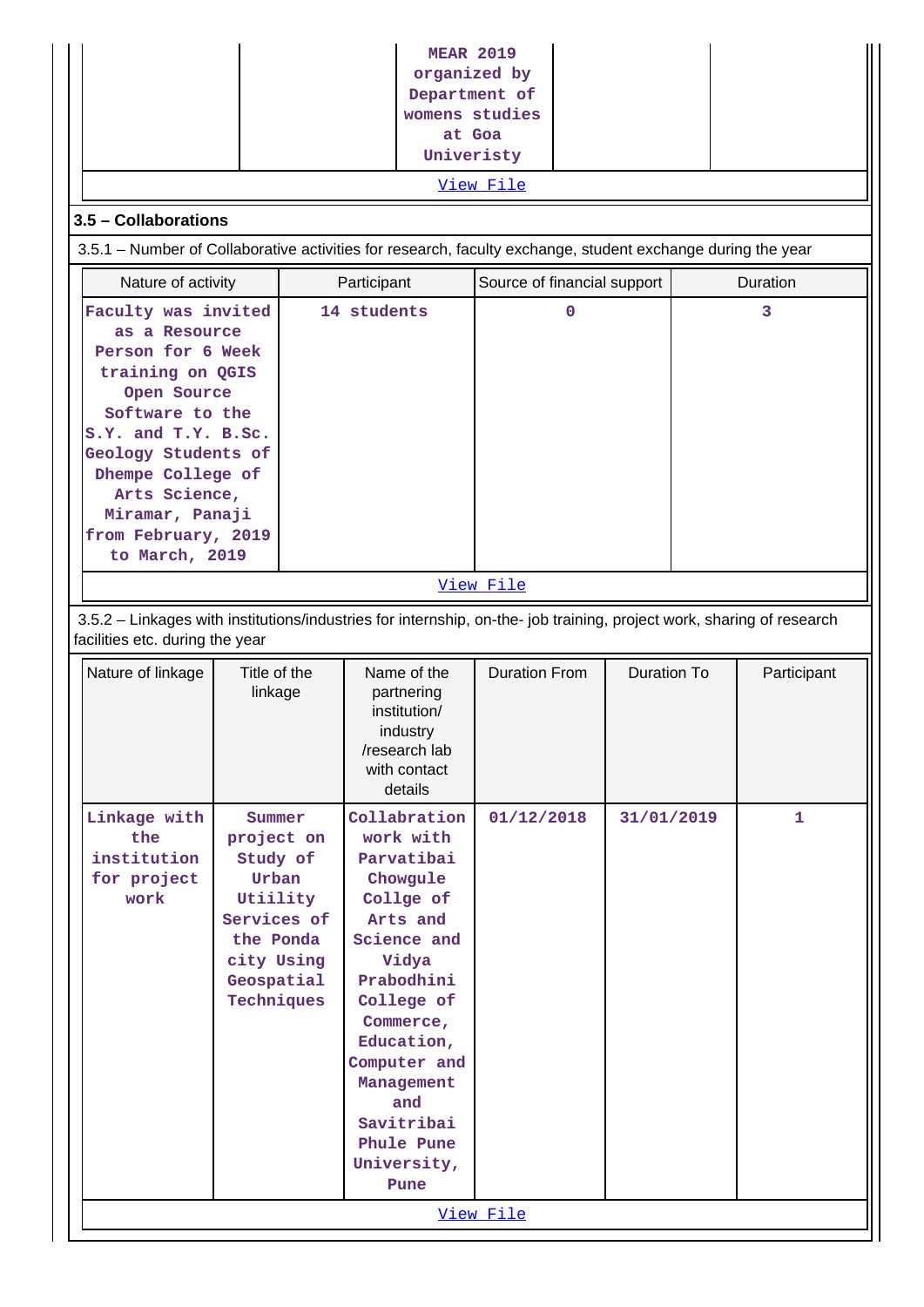| | | MEAR 2019 organized by Department of womens studies at Goa University | | |
|---|---|---|---|---|

View File

### 3.5 – Collaborations

3.5.1 – Number of Collaborative activities for research, faculty exchange, student exchange during the year

| Nature of activity | Participant | Source of financial support | Duration |
|---|---|---|---|
| Faculty was invited as a Resource Person for 6 Week training on QGIS Open Source Software to the S.Y. and T.Y. B.Sc. Geology Students of Dhempe College of Arts Science, Miramar, Panaji from February, 2019 to March, 2019 | 14 students | 0 | 3 |

View File

3.5.2 – Linkages with institutions/industries for internship, on-the- job training, project work, sharing of research facilities etc. during the year

| Nature of linkage | Title of the linkage | Name of the partnering institution/ industry /research lab with contact details | Duration From | Duration To | Participant |
|---|---|---|---|---|---|
| Linkage with the institution for project work | Summer project on Study of Urban Utiility Services of the Ponda city Using Geospatial Techniques | Collabration work with Parvatibai Chowgule Collge of Arts and Science and Vidya Prabodhini College of Commerce, Education, Computer and Management and Savitribai Phule Pune University, Pune | 01/12/2018 | 31/01/2019 | 1 |

View File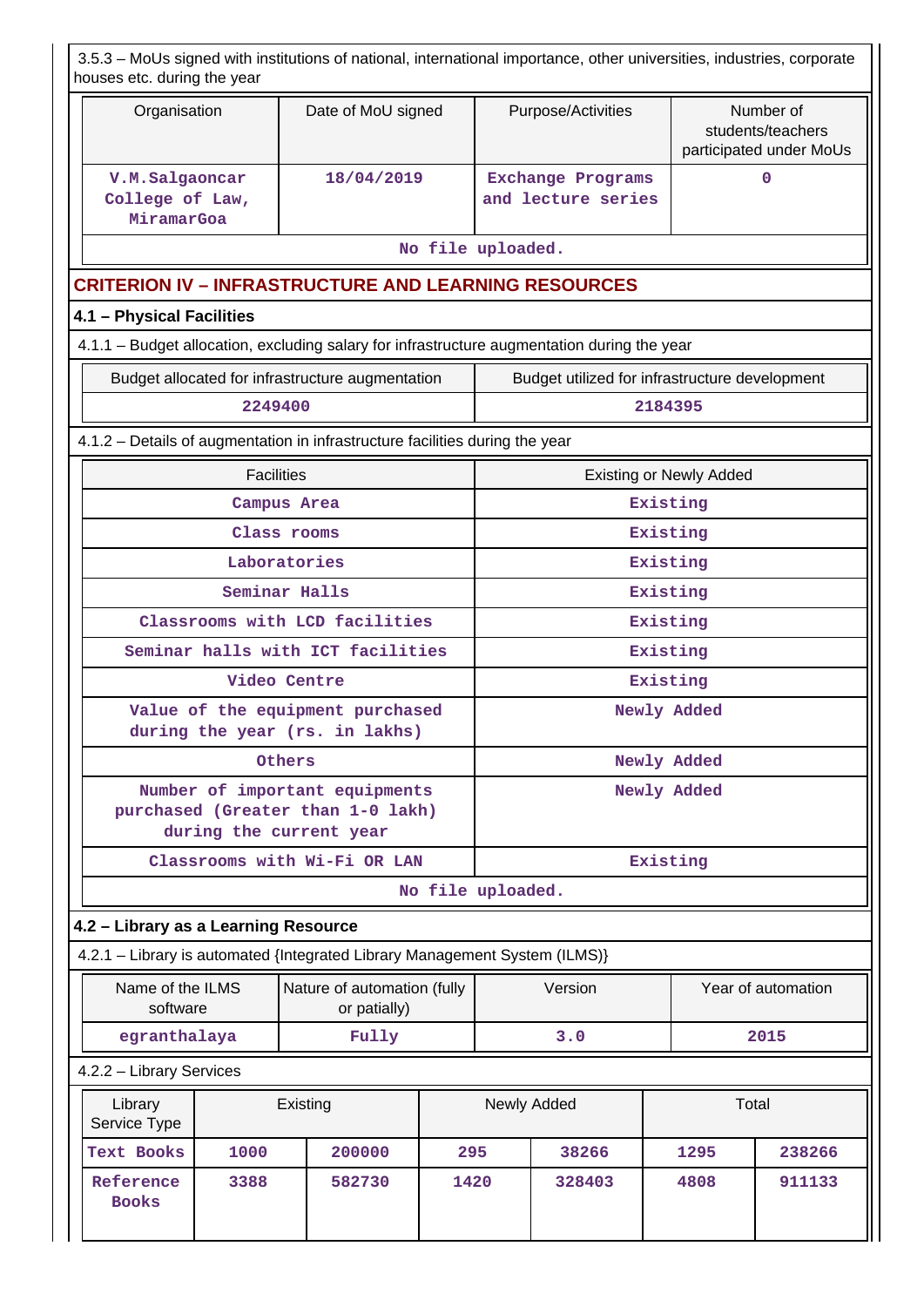3.5.3 – MoUs signed with institutions of national, international importance, other universities, industries, corporate houses etc. during the year

| Organisation | Date of MoU signed | Purpose/Activities | Number of students/teachers participated under MoUs |
|---|---|---|---|
| V.M.Salgaoncar College of Law, MiramarGoa | 18/04/2019 | Exchange Programs and lecture series | 0 |

No file uploaded.

## CRITERION IV – INFRASTRUCTURE AND LEARNING RESOURCES

### 4.1 – Physical Facilities

4.1.1 – Budget allocation, excluding salary for infrastructure augmentation during the year

| Budget allocated for infrastructure augmentation | Budget utilized for infrastructure development |
|---|---|
| 2249400 | 2184395 |

4.1.2 – Details of augmentation in infrastructure facilities during the year

| Facilities | Existing or Newly Added |
|---|---|
| Campus Area | Existing |
| Class rooms | Existing |
| Laboratories | Existing |
| Seminar Halls | Existing |
| Classrooms with LCD facilities | Existing |
| Seminar halls with ICT facilities | Existing |
| Video Centre | Existing |
| Value of the equipment purchased during the year (rs. in lakhs) | Newly Added |
| Others | Newly Added |
| Number of important equipments purchased (Greater than 1-0 lakh) during the current year | Newly Added |
| Classrooms with Wi-Fi OR LAN | Existing |

No file uploaded.

### 4.2 – Library as a Learning Resource

4.2.1 – Library is automated {Integrated Library Management System (ILMS)}

| Name of the ILMS software | Nature of automation (fully or patially) | Version | Year of automation |
|---|---|---|---|
| egranthalaya | Fully | 3.0 | 2015 |

4.2.2 – Library Services

| Library Service Type | Existing | | Newly Added | | Total | |
|---|---|---|---|---|---|---|
| Text Books | 1000 | 200000 | 295 | 38266 | 1295 | 238266 |
| Reference Books | 3388 | 582730 | 1420 | 328403 | 4808 | 911133 |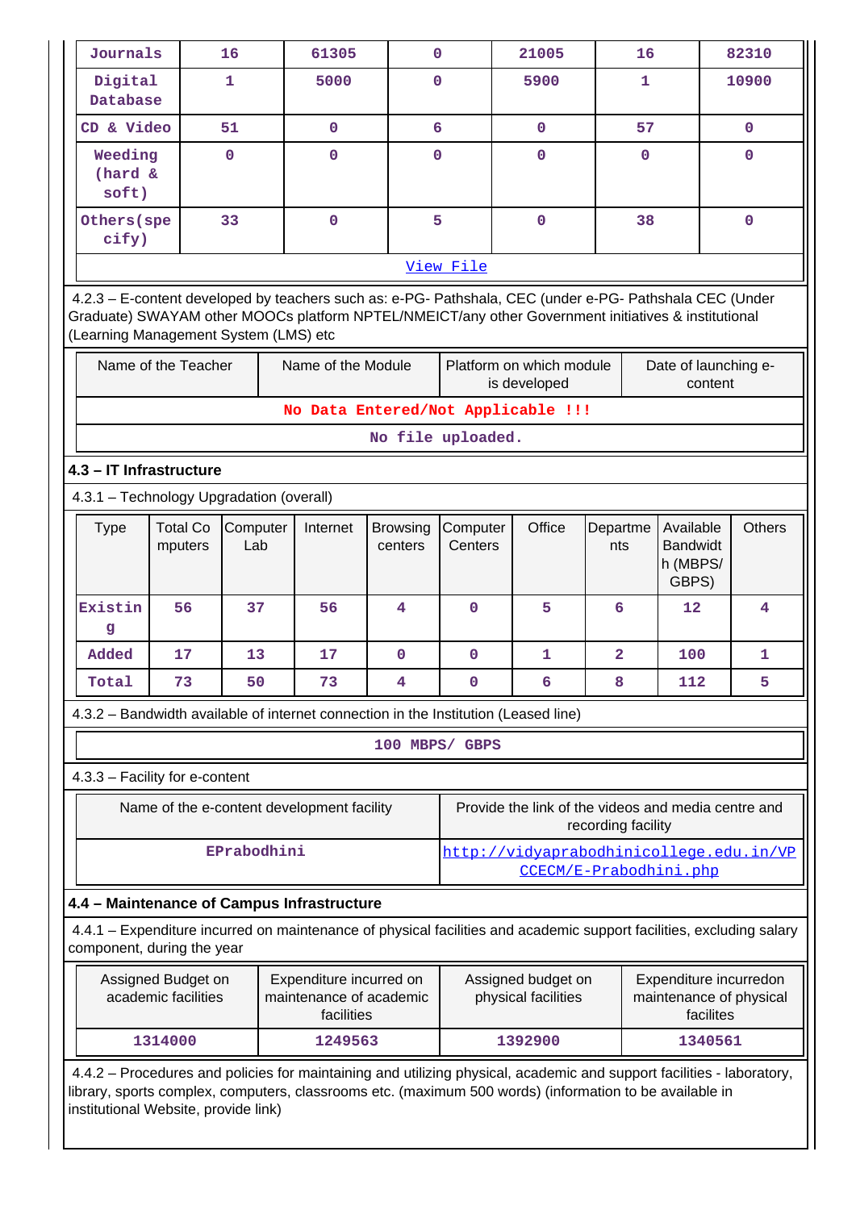| Journals | 16 | 61305 | 0 | 21005 | 16 | 82310 |
|---|---|---|---|---|---|---|
| Digital Database | 1 | 5000 | 0 | 5900 | 1 | 10900 |
| CD & Video | 51 | 0 | 6 | 0 | 57 | 0 |
| Weeding (hard & soft) | 0 | 0 | 0 | 0 | 0 | 0 |
| Others(specify) | 33 | 0 | 5 | 0 | 38 | 0 |

View File

4.2.3 – E-content developed by teachers such as: e-PG- Pathshala, CEC (under e-PG- Pathshala CEC (Under Graduate) SWAYAM other MOOCs platform NPTEL/NMEICT/any other Government initiatives & institutional (Learning Management System (LMS) etc

| Name of the Teacher | Name of the Module | Platform on which module is developed | Date of launching e-content |
|---|---|---|---|
| No Data Entered/Not Applicable !!! | | | |
| No file uploaded. | | | |

### 4.3 – IT Infrastructure

4.3.1 – Technology Upgradation (overall)

| Type | Total Computers | Computer Lab | Internet | Browsing centers | Computer Centers | Office | Departments | Available Bandwidth (MBPS/ GBPS) | Others |
|---|---|---|---|---|---|---|---|---|---|
| Existing | 56 | 37 | 56 | 4 | 0 | 5 | 6 | 12 | 4 |
| Added | 17 | 13 | 17 | 0 | 0 | 1 | 2 | 100 | 1 |
| Total | 73 | 50 | 73 | 4 | 0 | 6 | 8 | 112 | 5 |

4.3.2 – Bandwidth available of internet connection in the Institution (Leased line)

100 MBPS/ GBPS

4.3.3 – Facility for e-content

| Name of the e-content development facility | Provide the link of the videos and media centre and recording facility |
|---|---|
| EPrabodhini | http://vidyaprabodhinicollege.edu.in/VPCCECM/E-Prabodhini.php |

### 4.4 – Maintenance of Campus Infrastructure

4.4.1 – Expenditure incurred on maintenance of physical facilities and academic support facilities, excluding salary component, during the year

| Assigned Budget on academic facilities | Expenditure incurred on maintenance of academic facilities | Assigned budget on physical facilities | Expenditure incurredon maintenance of physical facilites |
|---|---|---|---|
| 1314000 | 1249563 | 1392900 | 1340561 |

4.4.2 – Procedures and policies for maintaining and utilizing physical, academic and support facilities - laboratory, library, sports complex, computers, classrooms etc. (maximum 500 words) (information to be available in institutional Website, provide link)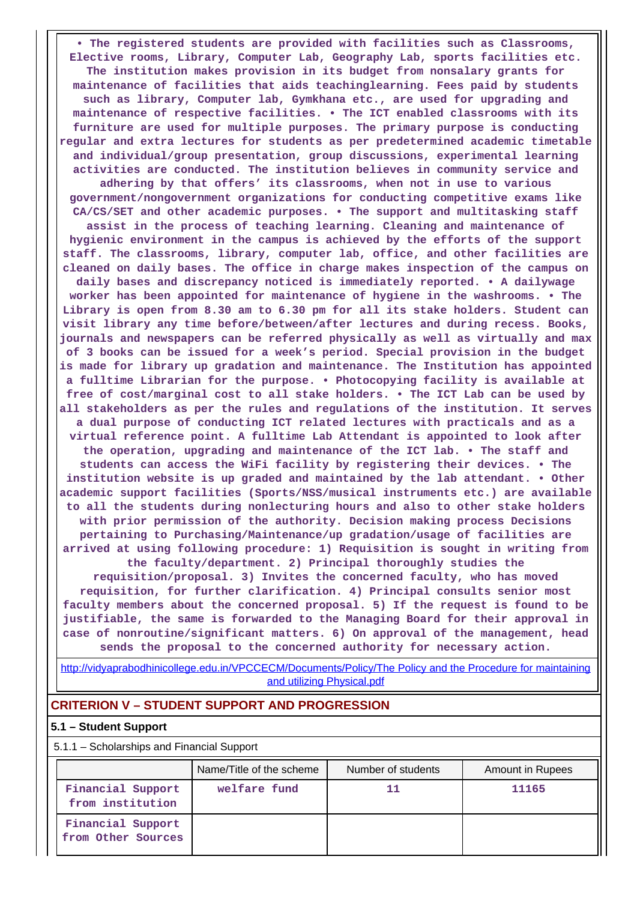• The registered students are provided with facilities such as Classrooms, Elective rooms, Library, Computer Lab, Geography Lab, sports facilities etc. The institution makes provision in its budget from nonsalary grants for maintenance of facilities that aids teachinglearning. Fees paid by students such as library, Computer lab, Gymkhana etc., are used for upgrading and maintenance of respective facilities. • The ICT enabled classrooms with its furniture are used for multiple purposes. The primary purpose is conducting regular and extra lectures for students as per predetermined academic timetable and individual/group presentation, group discussions, experimental learning activities are conducted. The institution believes in community service and adhering by that offers' its classrooms, when not in use to various government/nongovernment organizations for conducting competitive exams like CA/CS/SET and other academic purposes. • The support and multitasking staff assist in the process of teaching learning. Cleaning and maintenance of hygienic environment in the campus is achieved by the efforts of the support staff. The classrooms, library, computer lab, office, and other facilities are cleaned on daily bases. The office in charge makes inspection of the campus on daily bases and discrepancy noticed is immediately reported. • A dailywage worker has been appointed for maintenance of hygiene in the washrooms. • The Library is open from 8.30 am to 6.30 pm for all its stake holders. Student can visit library any time before/between/after lectures and during recess. Books, journals and newspapers can be referred physically as well as virtually and max of 3 books can be issued for a week's period. Special provision in the budget is made for library up gradation and maintenance. The Institution has appointed a fulltime Librarian for the purpose. • Photocopying facility is available at free of cost/marginal cost to all stake holders. • The ICT Lab can be used by all stakeholders as per the rules and regulations of the institution. It serves a dual purpose of conducting ICT related lectures with practicals and as a virtual reference point. A fulltime Lab Attendant is appointed to look after the operation, upgrading and maintenance of the ICT lab. • The staff and students can access the WiFi facility by registering their devices. • The institution website is up graded and maintained by the lab attendant. • Other academic support facilities (Sports/NSS/musical instruments etc.) are available to all the students during nonlecturing hours and also to other stake holders with prior permission of the authority. Decision making process Decisions pertaining to Purchasing/Maintenance/up gradation/usage of facilities are arrived at using following procedure: 1) Requisition is sought in writing from the faculty/department. 2) Principal thoroughly studies the requisition/proposal. 3) Invites the concerned faculty, who has moved requisition, for further clarification. 4) Principal consults senior most faculty members about the concerned proposal. 5) If the request is found to be justifiable, the same is forwarded to the Managing Board for their approval in case of nonroutine/significant matters. 6) On approval of the management, head sends the proposal to the concerned authority for necessary action.

http://vidyaprabodhinicollege.edu.in/VPCCECM/Documents/Policy/The Policy and the Procedure for maintaining and utilizing Physical.pdf

## CRITERION V – STUDENT SUPPORT AND PROGRESSION

### 5.1 – Student Support

5.1.1 – Scholarships and Financial Support

| | Name/Title of the scheme | Number of students | Amount in Rupees |
|---|---|---|---|
| Financial Support from institution | welfare fund | 11 | 11165 |
| Financial Support from Other Sources | | | |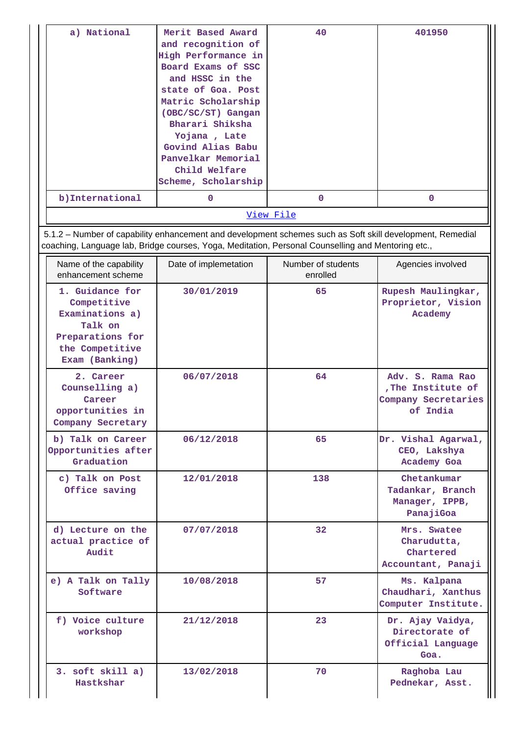| a) National | Merit Based Award and recognition of High Performance in Board Exams of SSC and HSSC in the state of Goa. Post Matric Scholarship (OBC/SC/ST) Gangan Bharari Shiksha Yojana , Late Govind Alias Babu Panvelkar Memorial Child Welfare Scheme, Scholarship | 40 | 401950 |
|---|---|---|---|
| b)International | 0 | 0 | 0 |

View File

5.1.2 – Number of capability enhancement and development schemes such as Soft skill development, Remedial coaching, Language lab, Bridge courses, Yoga, Meditation, Personal Counselling and Mentoring etc.,

| Name of the capability enhancement scheme | Date of implemetation | Number of students enrolled | Agencies involved |
|---|---|---|---|
| 1. Guidance for Competitive Examinations a) Talk on Preparations for the Competitive Exam (Banking) | 30/01/2019 | 65 | Rupesh Maulingkar, Proprietor, Vision Academy |
| 2. Career Counselling a) Career opportunities in Company Secretary | 06/07/2018 | 64 | Adv. S. Rama Rao ,The Institute of Company Secretaries of India |
| b) Talk on Career Opportunities after Graduation | 06/12/2018 | 65 | Dr. Vishal Agarwal, CEO, Lakshya Academy Goa |
| c) Talk on Post Office saving | 12/01/2018 | 138 | Chetankumar Tadankar, Branch Manager, IPPB, PanajiGoa |
| d) Lecture on the actual practice of Audit | 07/07/2018 | 32 | Mrs. Swatee Charudutta, Chartered Accountant, Panaji |
| e) A Talk on Tally Software | 10/08/2018 | 57 | Ms. Kalpana Chaudhari, Xanthus Computer Institute. |
| f) Voice culture workshop | 21/12/2018 | 23 | Dr. Ajay Vaidya, Directorate of Official Language Goa. |
| 3. soft skill a) Hastkshar | 13/02/2018 | 70 | Raghoba Lau Pednekar, Asst. |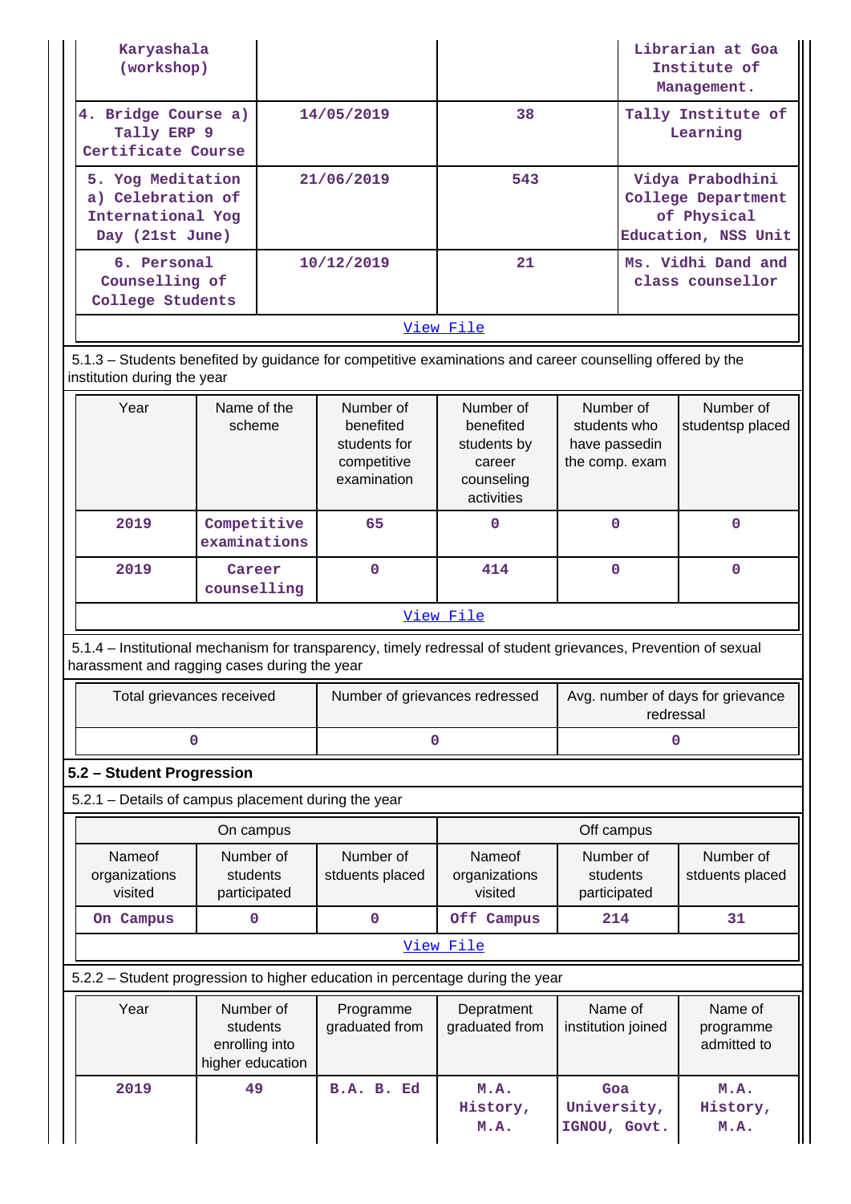| Karyashala (workshop) | | | Librarian at Goa Institute of Management. |
|---|---|---|---|
| 4. Bridge Course a) Tally ERP 9 Certificate Course | 14/05/2019 | 38 | Tally Institute of Learning |
| 5. Yog Meditation a) Celebration of International Yog Day (21st June) | 21/06/2019 | 543 | Vidya Prabodhini College Department of Physical Education, NSS Unit |
| 6. Personal Counselling of College Students | 10/12/2019 | 21 | Ms. Vidhi Dand and class counsellor |

View File

5.1.3 – Students benefited by guidance for competitive examinations and career counselling offered by the institution during the year

| Year | Name of the scheme | Number of benefited students for competitive examination | Number of benefited students by career counseling activities | Number of students who have passedin the comp. exam | Number of studentsp placed |
|---|---|---|---|---|---|
| 2019 | Competitive examinations | 65 | 0 | 0 | 0 |
| 2019 | Career counselling | 0 | 414 | 0 | 0 |

View File

5.1.4 – Institutional mechanism for transparency, timely redressal of student grievances, Prevention of sexual harassment and ragging cases during the year

| Total grievances received | Number of grievances redressed | Avg. number of days for grievance redressal |
|---|---|---|
| 0 | 0 | 0 |

**5.2 – Student Progression**

5.2.1 – Details of campus placement during the year

| On campus | | | Off campus | | |
|---|---|---|---|---|---|
| Nameof organizations visited | Number of students participated | Number of stduents placed | Nameof organizations visited | Number of students participated | Number of stduents placed |
| On Campus | 0 | 0 | Off Campus | 214 | 31 |

View File

5.2.2 – Student progression to higher education in percentage during the year

| Year | Number of students enrolling into higher education | Programme graduated from | Depratment graduated from | Name of institution joined | Name of programme admitted to |
|---|---|---|---|---|---|
| 2019 | 49 | B.A. B. Ed | M.A. History, M.A. | Goa University, IGNOU, Govt. | M.A. History, M.A. |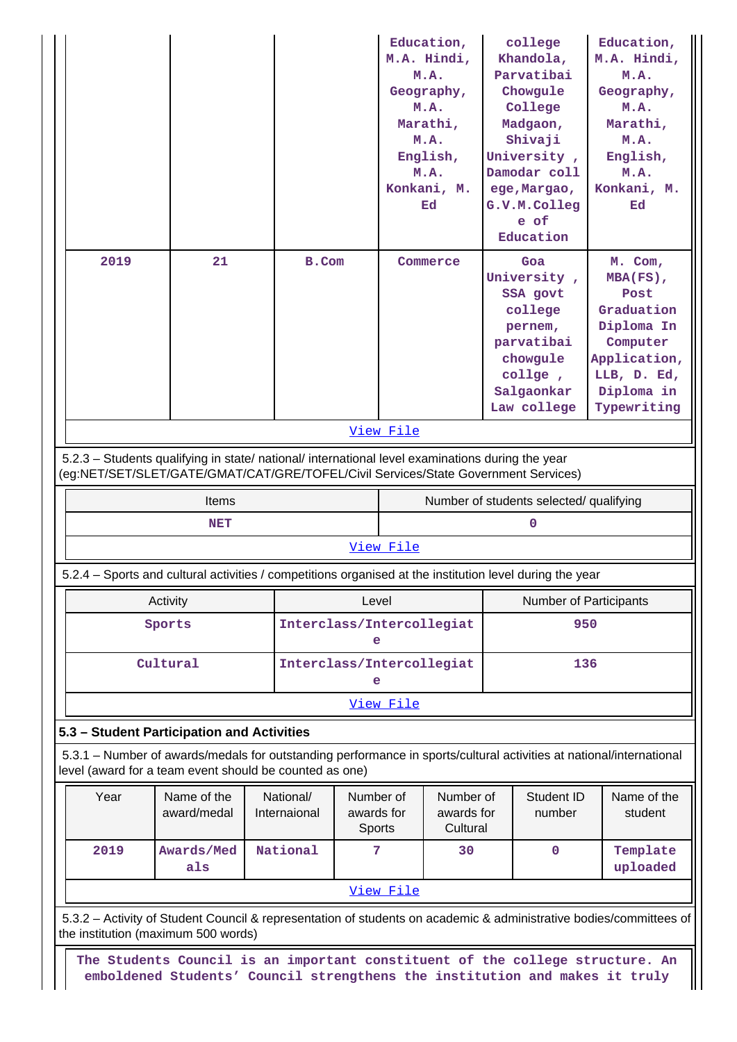| | | | Education, M.A. Hindi, M.A. Geography, M.A. Marathi, M.A. English, M.A. Konkani, M. Ed | college Khandola, Parvatibai Chowgule College Madgaon, Shivaji University , Damodar college,Margao, G.V.M.College of Education | Education, M.A. Hindi, M.A. Geography, M.A. Marathi, M.A. English, M.A. Konkani, M. Ed |
|---|---|---|---|---|---|
| 2019 | 21 | B.Com | Commerce | Goa University , SSA govt college pernem, parvatibai chowgule collge , Salgaonkar Law college | M. Com, MBA(FS), Post Graduation Diploma In Computer Application, LLB, D. Ed, Diploma in Typewriting |

View File

5.2.3 – Students qualifying in state/ national/ international level examinations during the year (eg:NET/SET/SLET/GATE/GMAT/CAT/GRE/TOFEL/Civil Services/State Government Services)

| Items | Number of students selected/ qualifying |
|---|---|
| NET | 0 |

View File

5.2.4 – Sports and cultural activities / competitions organised at the institution level during the year

| Activity | Level | Number of Participants |
|---|---|---|
| Sports | Interclass/Intercollegiate | 950 |
| Cultural | Interclass/Intercollegiate | 136 |

View File

### 5.3 – Student Participation and Activities

5.3.1 – Number of awards/medals for outstanding performance in sports/cultural activities at national/international level (award for a team event should be counted as one)

| Year | Name of the award/medal | National/ Internaional | Number of awards for Sports | Number of awards for Cultural | Student ID number | Name of the student |
|---|---|---|---|---|---|---|
| 2019 | Awards/Medals | National | 7 | 30 | 0 | Template uploaded |

View File

5.3.2 – Activity of Student Council & representation of students on academic & administrative bodies/committees of the institution (maximum 500 words)

The Students Council is an important constituent of the college structure. An emboldened Students' Council strengthens the institution and makes it truly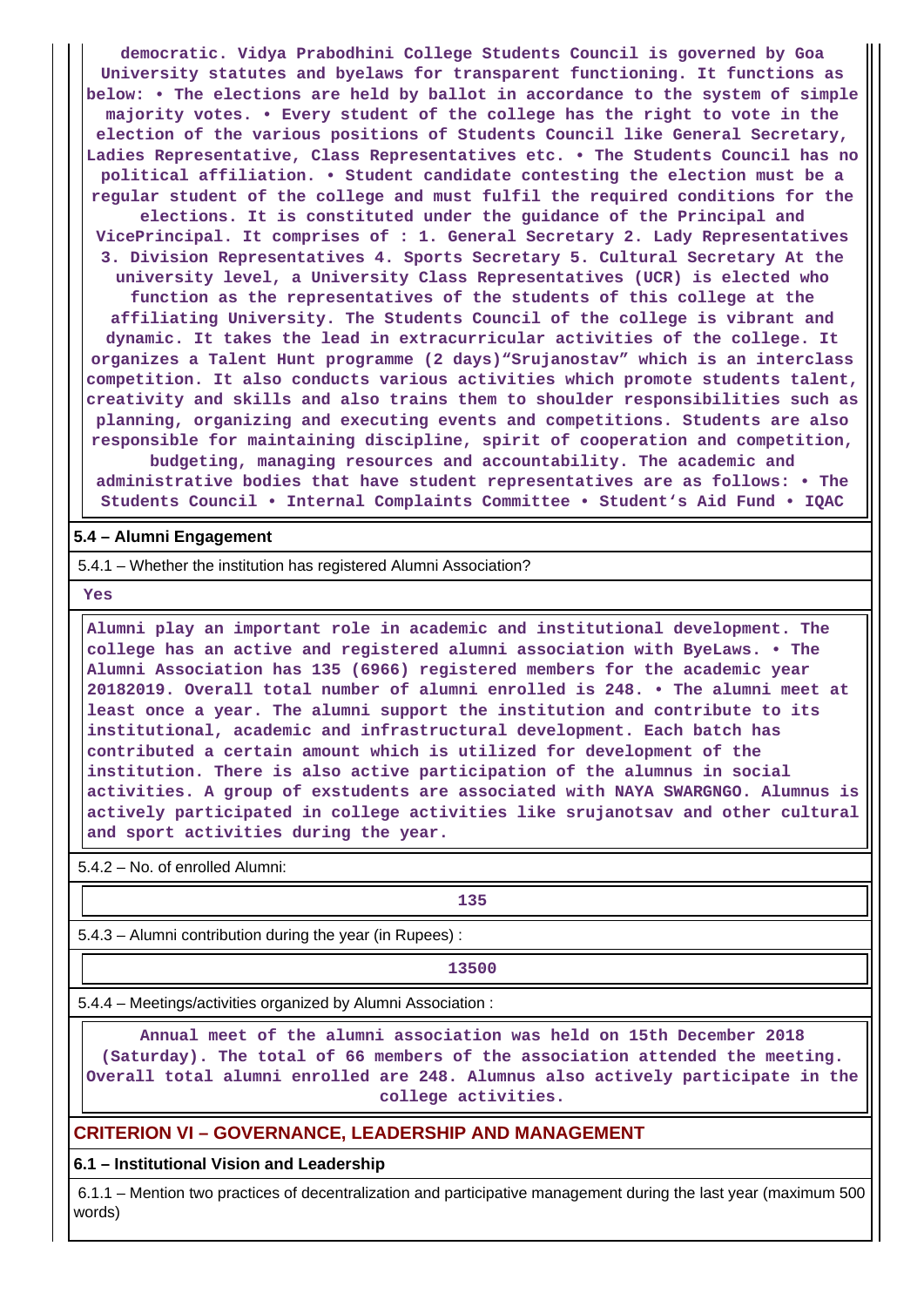democratic. Vidya Prabodhini College Students Council is governed by Goa University statutes and byelaws for transparent functioning. It functions as below: • The elections are held by ballot in accordance to the system of simple majority votes. • Every student of the college has the right to vote in the election of the various positions of Students Council like General Secretary, Ladies Representative, Class Representatives etc. • The Students Council has no political affiliation. • Student candidate contesting the election must be a regular student of the college and must fulfil the required conditions for the elections. It is constituted under the guidance of the Principal and VicePrincipal. It comprises of : 1. General Secretary 2. Lady Representatives 3. Division Representatives 4. Sports Secretary 5. Cultural Secretary At the university level, a University Class Representatives (UCR) is elected who function as the representatives of the students of this college at the affiliating University. The Students Council of the college is vibrant and dynamic. It takes the lead in extracurricular activities of the college. It organizes a Talent Hunt programme (2 days)"Srujanostav" which is an interclass competition. It also conducts various activities which promote students talent, creativity and skills and also trains them to shoulder responsibilities such as planning, organizing and executing events and competitions. Students are also responsible for maintaining discipline, spirit of cooperation and competition, budgeting, managing resources and accountability. The academic and administrative bodies that have student representatives are as follows: • The Students Council • Internal Complaints Committee • Student's Aid Fund • IQAC

**5.4 – Alumni Engagement**

5.4.1 – Whether the institution has registered Alumni Association?

Yes

Alumni play an important role in academic and institutional development. The college has an active and registered alumni association with ByeLaws. • The Alumni Association has 135 (6966) registered members for the academic year 20182019. Overall total number of alumni enrolled is 248. • The alumni meet at least once a year. The alumni support the institution and contribute to its institutional, academic and infrastructural development. Each batch has contributed a certain amount which is utilized for development of the institution. There is also active participation of the alumnus in social activities. A group of exstudents are associated with NAYA SWARGNGO. Alumnus is actively participated in college activities like srujanotsav and other cultural and sport activities during the year.

5.4.2 – No. of enrolled Alumni:

135

5.4.3 – Alumni contribution during the year (in Rupees) :

13500

5.4.4 – Meetings/activities organized by Alumni Association :

Annual meet of the alumni association was held on 15th December 2018 (Saturday). The total of 66 members of the association attended the meeting. Overall total alumni enrolled are 248. Alumnus also actively participate in the college activities.

## CRITERION VI – GOVERNANCE, LEADERSHIP AND MANAGEMENT

**6.1 – Institutional Vision and Leadership**

6.1.1 – Mention two practices of decentralization and participative management during the last year (maximum 500 words)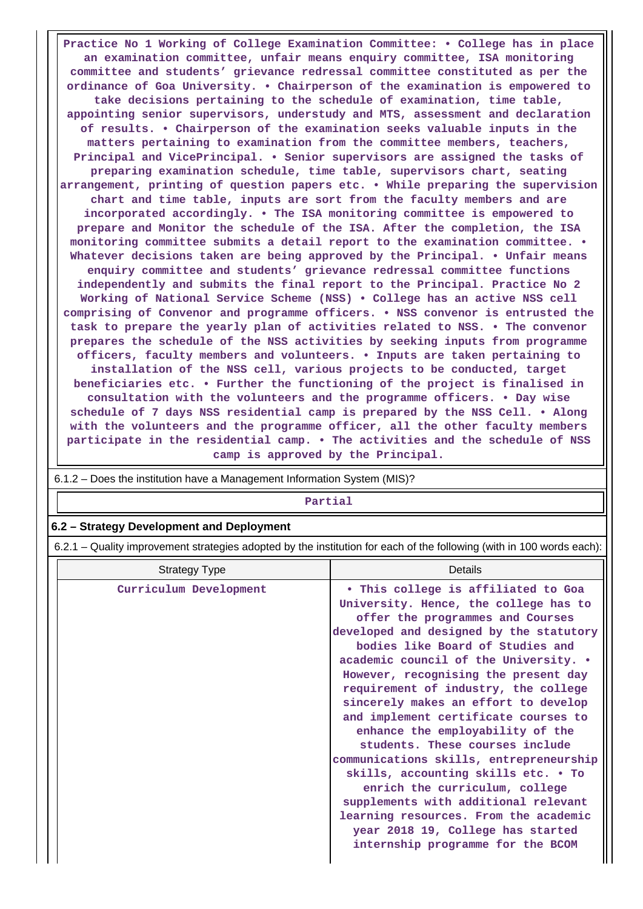**Practice No 1 Working of College Examination Committee: • College has in place an examination committee, unfair means enquiry committee, ISA monitoring committee and students' grievance redressal committee constituted as per the ordinance of Goa University. • Chairperson of the examination is empowered to take decisions pertaining to the schedule of examination, time table, appointing senior supervisors, understudy and MTS, assessment and declaration of results. • Chairperson of the examination seeks valuable inputs in the matters pertaining to examination from the committee members, teachers, Principal and VicePrincipal. • Senior supervisors are assigned the tasks of preparing examination schedule, time table, supervisors chart, seating arrangement, printing of question papers etc. • While preparing the supervision chart and time table, inputs are sort from the faculty members and are incorporated accordingly. • The ISA monitoring committee is empowered to prepare and Monitor the schedule of the ISA. After the completion, the ISA monitoring committee submits a detail report to the examination committee. • Whatever decisions taken are being approved by the Principal. • Unfair means enquiry committee and students' grievance redressal committee functions independently and submits the final report to the Principal. Practice No 2 Working of National Service Scheme (NSS) • College has an active NSS cell comprising of Convenor and programme officers. • NSS convenor is entrusted the task to prepare the yearly plan of activities related to NSS. • The convenor prepares the schedule of the NSS activities by seeking inputs from programme officers, faculty members and volunteers. • Inputs are taken pertaining to installation of the NSS cell, various projects to be conducted, target beneficiaries etc. • Further the functioning of the project is finalised in consultation with the volunteers and the programme officers. • Day wise schedule of 7 days NSS residential camp is prepared by the NSS Cell. • Along with the volunteers and the programme officer, all the other faculty members participate in the residential camp. • The activities and the schedule of NSS camp is approved by the Principal.**

6.1.2 – Does the institution have a Management Information System (MIS)?

**Partial**

**6.2 – Strategy Development and Deployment**

6.2.1 – Quality improvement strategies adopted by the institution for each of the following (with in 100 words each):

| Strategy Type | Details |
| --- | --- |
| Curriculum Development | • This college is affiliated to Goa University. Hence, the college has to offer the programmes and Courses developed and designed by the statutory bodies like Board of Studies and academic council of the University. • However, recognising the present day requirement of industry, the college sincerely makes an effort to develop and implement certificate courses to enhance the employability of the students. These courses include communications skills, entrepreneurship skills, accounting skills etc. • To enrich the curriculum, college supplements with additional relevant learning resources. From the academic year 2018 19, College has started internship programme for the BCOM |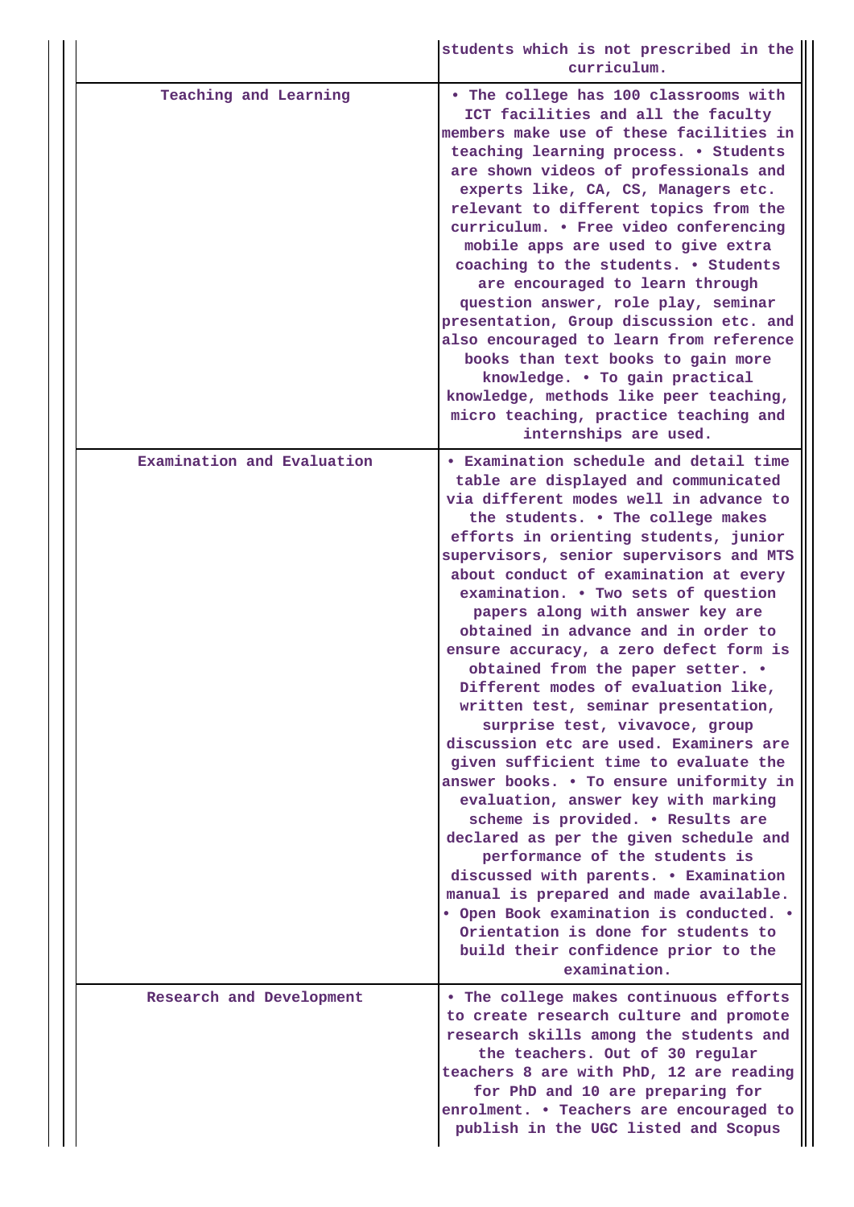| | |
|---|---|
| | students which is not prescribed in the curriculum. |
| Teaching and Learning | • The college has 100 classrooms with ICT facilities and all the faculty members make use of these facilities in teaching learning process. • Students are shown videos of professionals and experts like, CA, CS, Managers etc. relevant to different topics from the curriculum. • Free video conferencing mobile apps are used to give extra coaching to the students. • Students are encouraged to learn through question answer, role play, seminar presentation, Group discussion etc. and also encouraged to learn from reference books than text books to gain more knowledge. • To gain practical knowledge, methods like peer teaching, micro teaching, practice teaching and internships are used. |
| Examination and Evaluation | • Examination schedule and detail time table are displayed and communicated via different modes well in advance to the students. • The college makes efforts in orienting students, junior supervisors, senior supervisors and MTS about conduct of examination at every examination. • Two sets of question papers along with answer key are obtained in advance and in order to ensure accuracy, a zero defect form is obtained from the paper setter. • Different modes of evaluation like, written test, seminar presentation, surprise test, vivavoce, group discussion etc are used. Examiners are given sufficient time to evaluate the answer books. • To ensure uniformity in evaluation, answer key with marking scheme is provided. • Results are declared as per the given schedule and performance of the students is discussed with parents. • Examination manual is prepared and made available. • Open Book examination is conducted. • Orientation is done for students to build their confidence prior to the examination. |
| Research and Development | • The college makes continuous efforts to create research culture and promote research skills among the students and the teachers. Out of 30 regular teachers 8 are with PhD, 12 are reading for PhD and 10 are preparing for enrolment. • Teachers are encouraged to publish in the UGC listed and Scopus |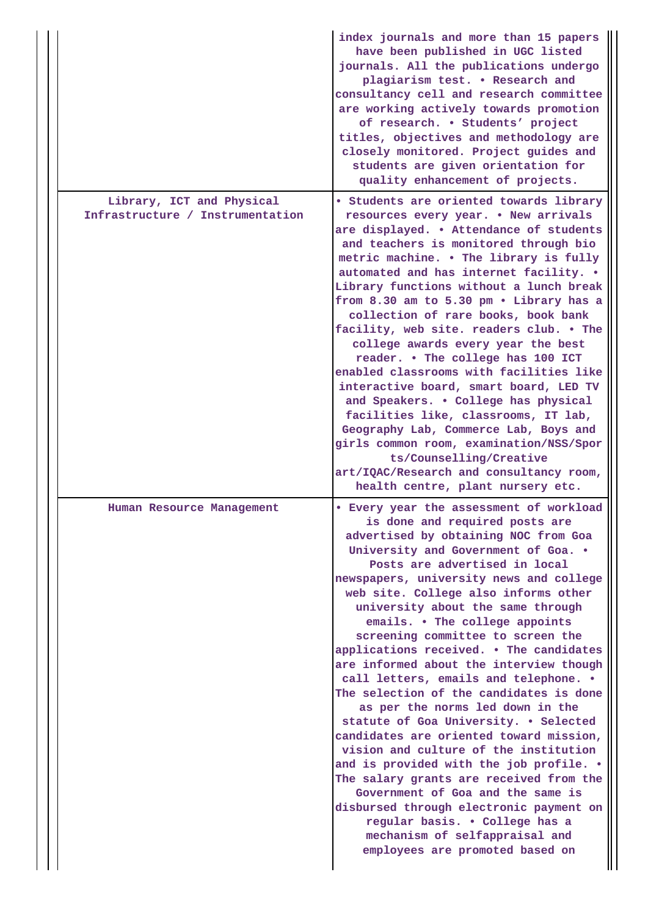| | |
|---|---|
| | index journals and more than 15 papers have been published in UGC listed journals. All the publications undergo plagiarism test. • Research and consultancy cell and research committee are working actively towards promotion of research. • Students' project titles, objectives and methodology are closely monitored. Project guides and students are given orientation for quality enhancement of projects. |
| Library, ICT and Physical Infrastructure / Instrumentation | • Students are oriented towards library resources every year. • New arrivals are displayed. • Attendance of students and teachers is monitored through bio metric machine. • The library is fully automated and has internet facility. • Library functions without a lunch break from 8.30 am to 5.30 pm • Library has a collection of rare books, book bank facility, web site. readers club. • The college awards every year the best reader. • The college has 100 ICT enabled classrooms with facilities like interactive board, smart board, LED TV and Speakers. • College has physical facilities like, classrooms, IT lab, Geography Lab, Commerce Lab, Boys and girls common room, examination/NSS/Sports/Counselling/Creative art/IQAC/Research and consultancy room, health centre, plant nursery etc. |
| Human Resource Management | • Every year the assessment of workload is done and required posts are advertised by obtaining NOC from Goa University and Government of Goa. • Posts are advertised in local newspapers, university news and college web site. College also informs other university about the same through emails. • The college appoints screening committee to screen the applications received. • The candidates are informed about the interview though call letters, emails and telephone. • The selection of the candidates is done as per the norms led down in the statute of Goa University. • Selected candidates are oriented toward mission, vision and culture of the institution and is provided with the job profile. • The salary grants are received from the Government of Goa and the same is disbursed through electronic payment on regular basis. • College has a mechanism of selfappraisal and employees are promoted based on |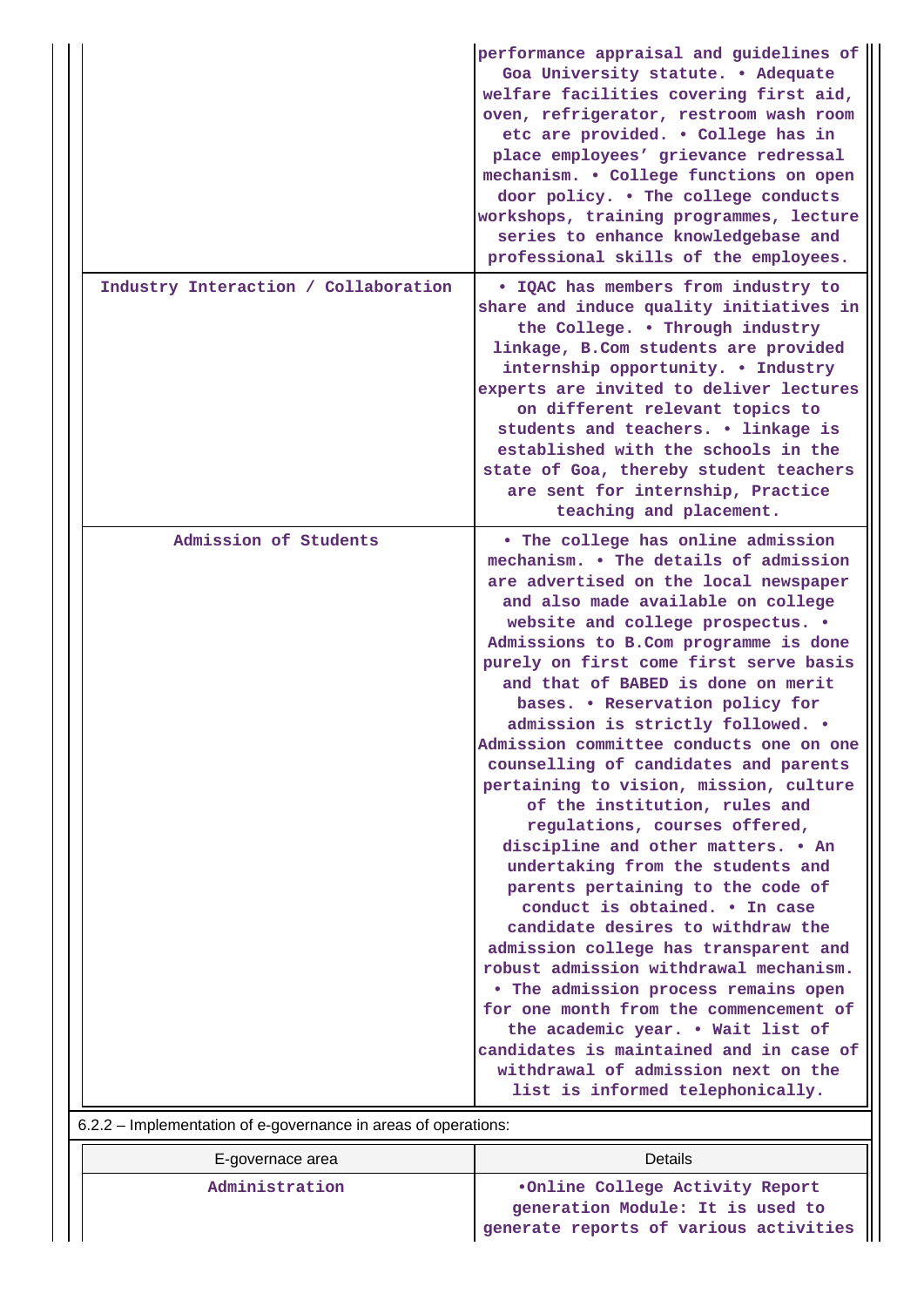| | |
|---|---|
| | performance appraisal and guidelines of Goa University statute. • Adequate welfare facilities covering first aid, oven, refrigerator, restroom wash room etc are provided. • College has in place employees' grievance redressal mechanism. • College functions on open door policy. • The college conducts workshops, training programmes, lecture series to enhance knowledgebase and professional skills of the employees. |
| Industry Interaction / Collaboration | • IQAC has members from industry to share and induce quality initiatives in the College. • Through industry linkage, B.Com students are provided internship opportunity. • Industry experts are invited to deliver lectures on different relevant topics to students and teachers. • linkage is established with the schools in the state of Goa, thereby student teachers are sent for internship, Practice teaching and placement. |
| Admission of Students | • The college has online admission mechanism. • The details of admission are advertised on the local newspaper and also made available on college website and college prospectus. • Admissions to B.Com programme is done purely on first come first serve basis and that of BABED is done on merit bases. • Reservation policy for admission is strictly followed. • Admission committee conducts one on one counselling of candidates and parents pertaining to vision, mission, culture of the institution, rules and regulations, courses offered, discipline and other matters. • An undertaking from the students and parents pertaining to the code of conduct is obtained. • In case candidate desires to withdraw the admission college has transparent and robust admission withdrawal mechanism. • The admission process remains open for one month from the commencement of the academic year. • Wait list of candidates is maintained and in case of withdrawal of admission next on the list is informed telephonically. |

6.2.2 – Implementation of e-governance in areas of operations:

| E-governace area | Details |
|---|---|
| Administration | •Online College Activity Report generation Module: It is used to generate reports of various activities |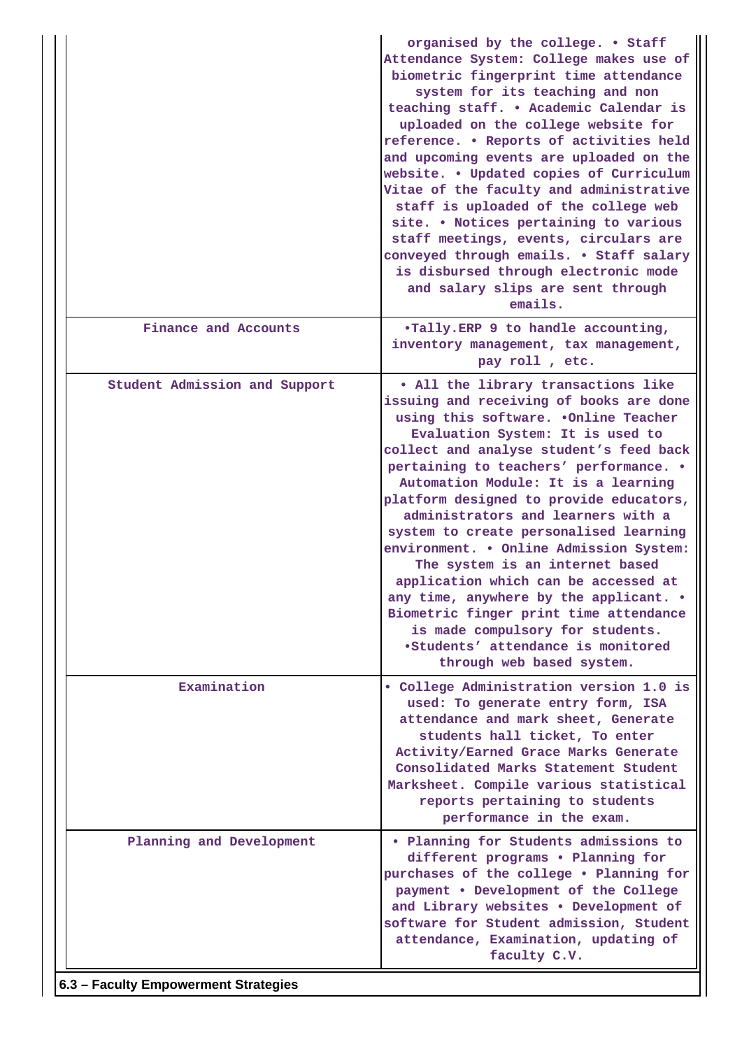|  |  |
|---|---|
|  | organised by the college. • Staff Attendance System: College makes use of biometric fingerprint time attendance system for its teaching and non teaching staff. • Academic Calendar is uploaded on the college website for reference. • Reports of activities held and upcoming events are uploaded on the website. • Updated copies of Curriculum Vitae of the faculty and administrative staff is uploaded of the college web site. • Notices pertaining to various staff meetings, events, circulars are conveyed through emails. • Staff salary is disbursed through electronic mode and salary slips are sent through emails. |
| Finance and Accounts | •Tally.ERP 9 to handle accounting, inventory management, tax management, pay roll , etc. |
| Student Admission and Support | • All the library transactions like issuing and receiving of books are done using this software. •Online Teacher Evaluation System: It is used to collect and analyse student's feed back pertaining to teachers' performance. • Automation Module: It is a learning platform designed to provide educators, administrators and learners with a system to create personalised learning environment. • Online Admission System: The system is an internet based application which can be accessed at any time, anywhere by the applicant. • Biometric finger print time attendance is made compulsory for students. •Students' attendance is monitored through web based system. |
| Examination | • College Administration version 1.0 is used: To generate entry form, ISA attendance and mark sheet, Generate students hall ticket, To enter Activity/Earned Grace Marks Generate Consolidated Marks Statement Student Marksheet. Compile various statistical reports pertaining to students performance in the exam. |
| Planning and Development | • Planning for Students admissions to different programs • Planning for purchases of the college • Planning for payment • Development of the College and Library websites • Development of software for Student admission, Student attendance, Examination, updating of faculty C.V. |

**6.3 – Faculty Empowerment Strategies**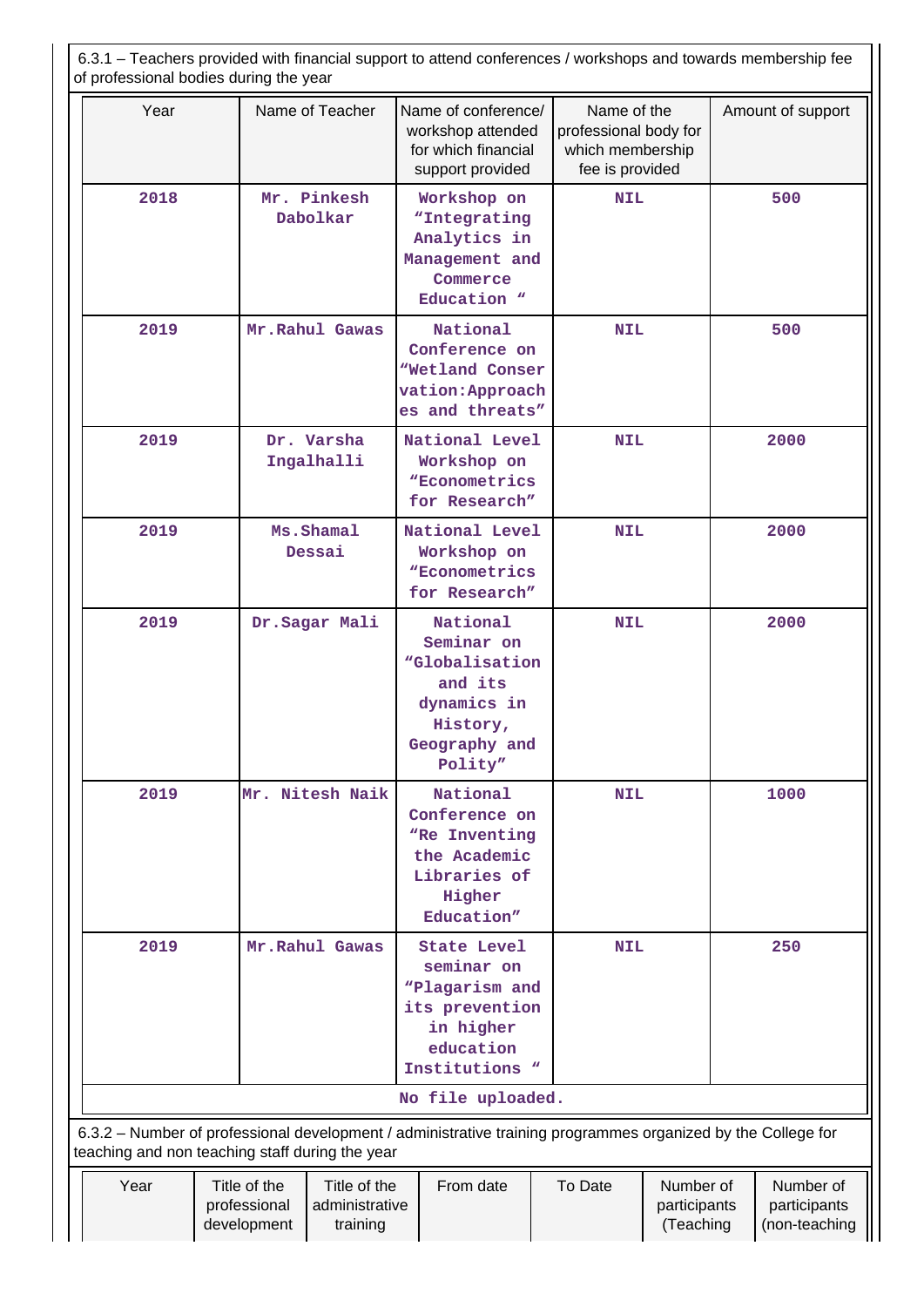6.3.1 – Teachers provided with financial support to attend conferences / workshops and towards membership fee of professional bodies during the year

| Year | Name of Teacher | Name of conference/ workshop attended for which financial support provided | Name of the professional body for which membership fee is provided | Amount of support |
|---|---|---|---|---|
| 2018 | Mr. Pinkesh Dabolkar | Workshop on "Integrating Analytics in Management and Commerce Education " | NIL | 500 |
| 2019 | Mr.Rahul Gawas | National Conference on "Wetland Conservation:Approaches and threats" | NIL | 500 |
| 2019 | Dr. Varsha Ingalhalli | National Level Workshop on "Econometrics for Research" | NIL | 2000 |
| 2019 | Ms.Shamal Dessai | National Level Workshop on "Econometrics for Research" | NIL | 2000 |
| 2019 | Dr.Sagar Mali | National Seminar on "Globalisation and its dynamics in History, Geography and Polity" | NIL | 2000 |
| 2019 | Mr. Nitesh Naik | National Conference on "Re Inventing the Academic Libraries of Higher Education" | NIL | 1000 |
| 2019 | Mr.Rahul Gawas | State Level seminar on "Plagarism and its prevention in higher education Institutions " | NIL | 250 |

No file uploaded.

6.3.2 – Number of professional development / administrative training programmes organized by the College for teaching and non teaching staff during the year

| Year | Title of the professional development | Title of the administrative training | From date | To Date | Number of participants (Teaching | Number of participants (non-teaching |
|---|---|---|---|---|---|---|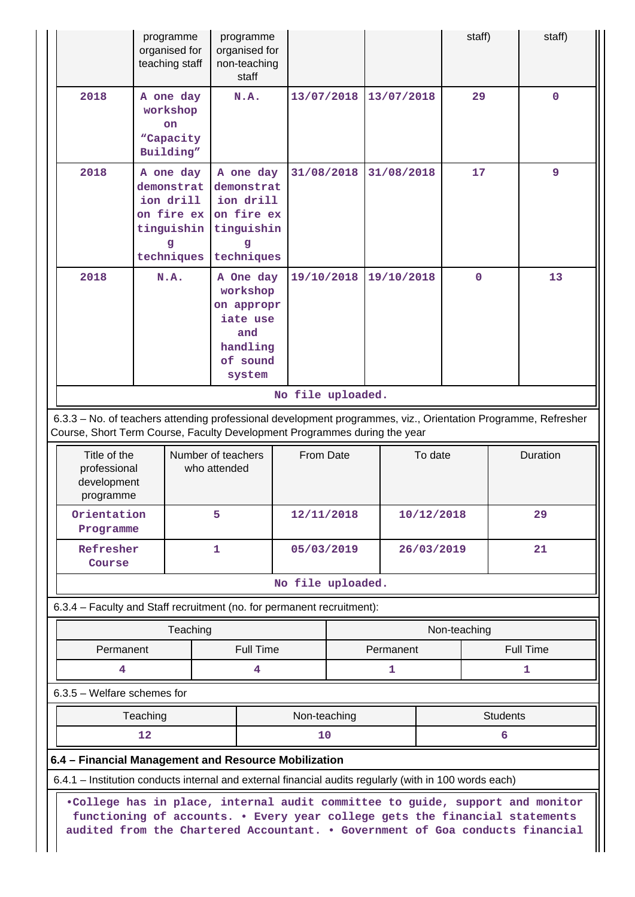| Year | Title of the professional development programme organised for teaching staff | Title of the administrative training programme organised for non-teaching staff | From date | To Date | Number of participants (Teaching staff) | Number of participants (non-teaching staff) |
|---|---|---|---|---|---|---|
| 2018 | A one day workshop on "Capacity Building" | N.A. | 13/07/2018 | 13/07/2018 | 29 | 0 |
| 2018 | A one day demonstration drill on fire extinguishing techniques | A one day demonstration drill on fire extinguishing techniques | 31/08/2018 | 31/08/2018 | 17 | 9 |
| 2018 | N.A. | A One day workshop on appropriate use and handling of sound system | 19/10/2018 | 19/10/2018 | 0 | 13 |
| No file uploaded. | | | | | | |

6.3.3 – No. of teachers attending professional development programmes, viz., Orientation Programme, Refresher Course, Short Term Course, Faculty Development Programmes during the year

| Title of the professional development programme | Number of teachers who attended | From Date | To date | Duration |
|---|---|---|---|---|
| Orientation Programme | 5 | 12/11/2018 | 10/12/2018 | 29 |
| Refresher Course | 1 | 05/03/2019 | 26/03/2019 | 21 |
| No file uploaded. | | | | |

6.3.4 – Faculty and Staff recruitment (no. for permanent recruitment):

| Teaching | | Non-teaching | |
|---|---|---|---|
| Permanent | Full Time | Permanent | Full Time |
| 4 | 4 | 1 | 1 |

6.3.5 – Welfare schemes for

| Teaching | Non-teaching | Students |
|---|---|---|
| 12 | 10 | 6 |

**6.4 – Financial Management and Resource Mobilization**

6.4.1 – Institution conducts internal and external financial audits regularly (with in 100 words each)

•College has in place, internal audit committee to guide, support and monitor functioning of accounts. • Every year college gets the financial statements audited from the Chartered Accountant. • Government of Goa conducts financial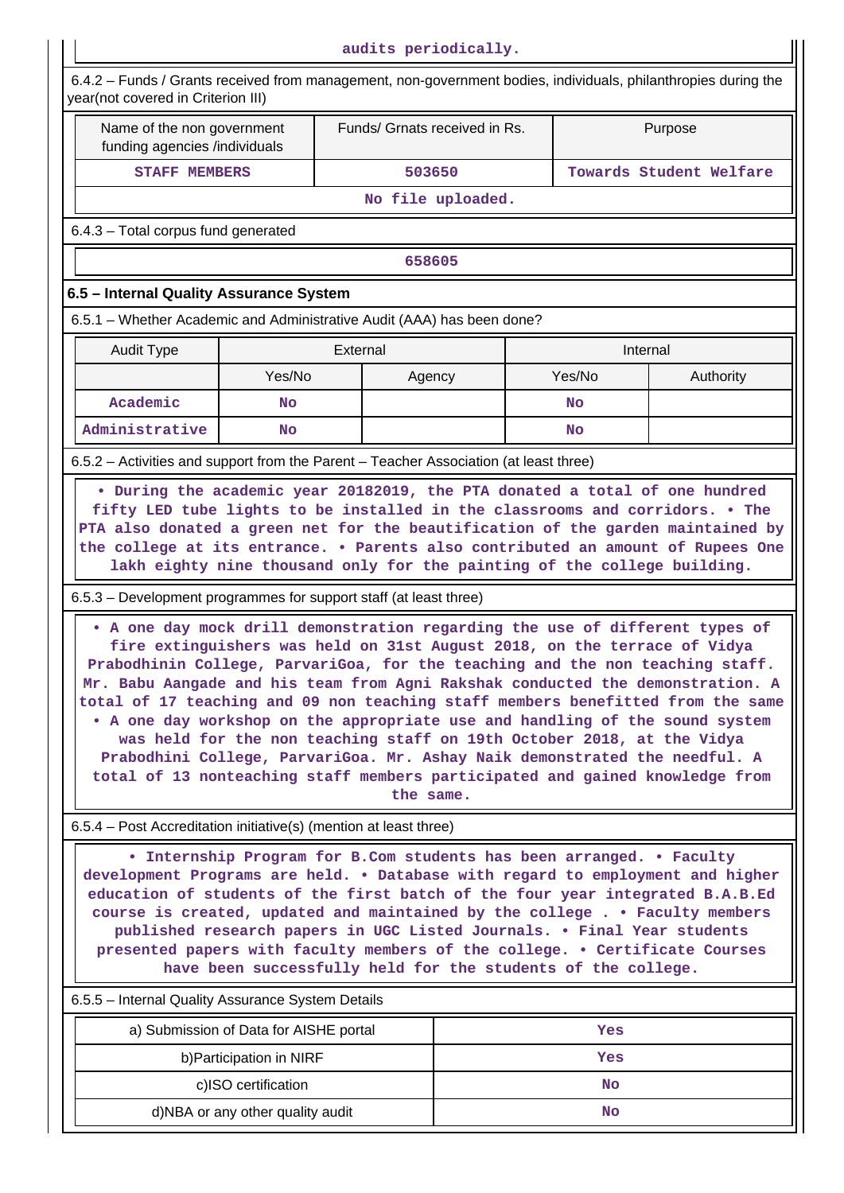audits periodically.

6.4.2 – Funds / Grants received from management, non-government bodies, individuals, philanthropies during the year(not covered in Criterion III)

| Name of the non government funding agencies /individuals | Funds/ Grnats received in Rs. | Purpose |
|---|---|---|
| STAFF MEMBERS | 503650 | Towards Student Welfare |
| No file uploaded. | | |

6.4.3 – Total corpus fund generated

| 658605 |
|---|

## 6.5 – Internal Quality Assurance System

6.5.1 – Whether Academic and Administrative Audit (AAA) has been done?

| Audit Type | External | | Internal | |
|---|---|---|---|---|
| | Yes/No | Agency | Yes/No | Authority |
| Academic | No | | No | |
| Administrative | No | | No | |

6.5.2 – Activities and support from the Parent – Teacher Association (at least three)

• During the academic year 20182019, the PTA donated a total of one hundred fifty LED tube lights to be installed in the classrooms and corridors. • The PTA also donated a green net for the beautification of the garden maintained by the college at its entrance. • Parents also contributed an amount of Rupees One lakh eighty nine thousand only for the painting of the college building.

6.5.3 – Development programmes for support staff (at least three)

• A one day mock drill demonstration regarding the use of different types of fire extinguishers was held on 31st August 2018, on the terrace of Vidya Prabodhinin College, ParvariGoa, for the teaching and the non teaching staff. Mr. Babu Aangade and his team from Agni Rakshak conducted the demonstration. A total of 17 teaching and 09 non teaching staff members benefitted from the same • A one day workshop on the appropriate use and handling of the sound system was held for the non teaching staff on 19th October 2018, at the Vidya Prabodhini College, ParvariGoa. Mr. Ashay Naik demonstrated the needful. A total of 13 nonteaching staff members participated and gained knowledge from the same.

6.5.4 – Post Accreditation initiative(s) (mention at least three)

• Internship Program for B.Com students has been arranged. • Faculty development Programs are held. • Database with regard to employment and higher education of students of the first batch of the four year integrated B.A.B.Ed course is created, updated and maintained by the college . • Faculty members published research papers in UGC Listed Journals. • Final Year students presented papers with faculty members of the college. • Certificate Courses have been successfully held for the students of the college.

6.5.5 – Internal Quality Assurance System Details

| | |
|---|---|
| a) Submission of Data for AISHE portal | Yes |
| b)Participation in NIRF | Yes |
| c)ISO certification | No |
| d)NBA or any other quality audit | No |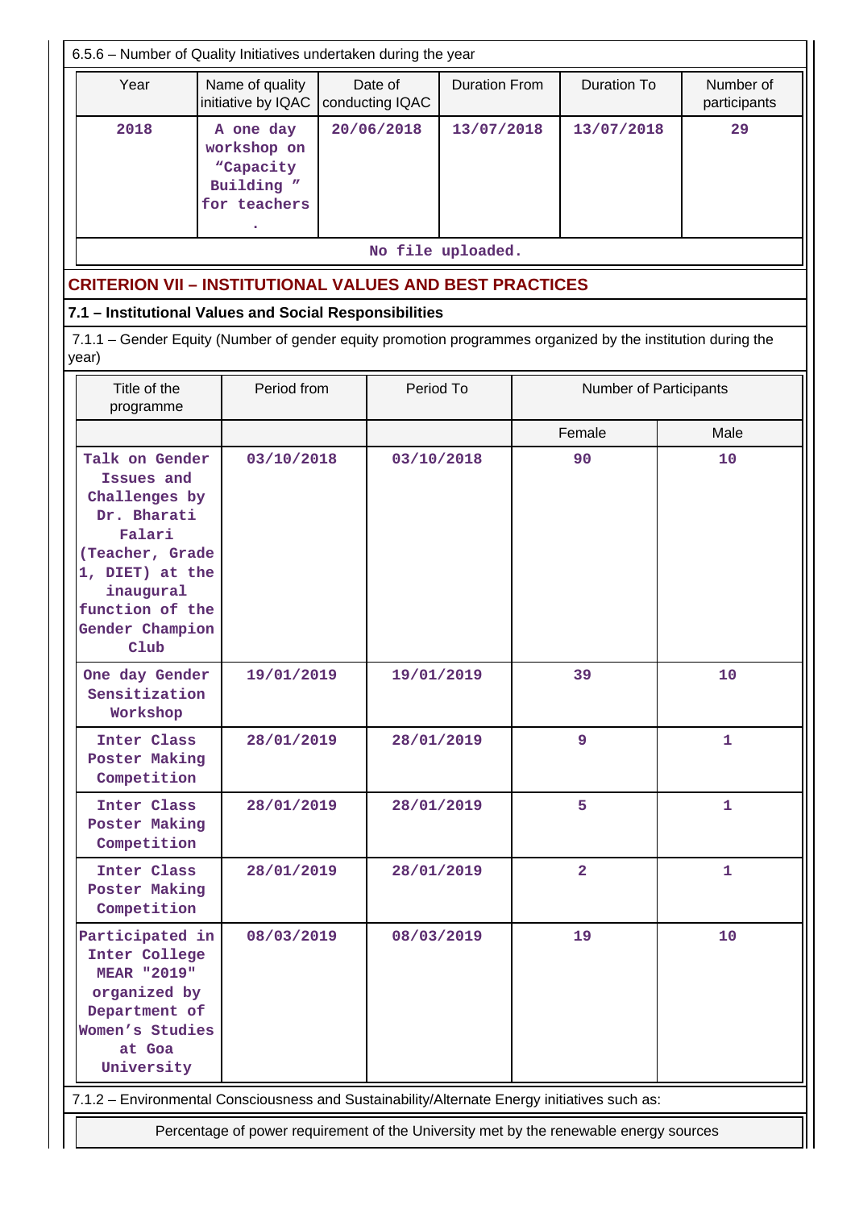6.5.6 – Number of Quality Initiatives undertaken during the year

| Year | Name of quality initiative by IQAC | Date of conducting IQAC | Duration From | Duration To | Number of participants |
|---|---|---|---|---|---|
| 2018 | A one day workshop on "Capacity Building " for teachers . | 20/06/2018 | 13/07/2018 | 13/07/2018 | 29 |

No file uploaded.

## CRITERION VII – INSTITUTIONAL VALUES AND BEST PRACTICES

### 7.1 – Institutional Values and Social Responsibilities

7.1.1 – Gender Equity (Number of gender equity promotion programmes organized by the institution during the year)

| Title of the programme | Period from | Period To | Number of Participants | |
|---|---|---|---|---|
| | | | Female | Male |
| Talk on Gender Issues and Challenges by Dr. Bharati Falari (Teacher, Grade 1, DIET) at the inaugural function of the Gender Champion Club | 03/10/2018 | 03/10/2018 | 90 | 10 |
| One day Gender Sensitization Workshop | 19/01/2019 | 19/01/2019 | 39 | 10 |
| Inter Class Poster Making Competition | 28/01/2019 | 28/01/2019 | 9 | 1 |
| Inter Class Poster Making Competition | 28/01/2019 | 28/01/2019 | 5 | 1 |
| Inter Class Poster Making Competition | 28/01/2019 | 28/01/2019 | 2 | 1 |
| Participated in Inter College MEAR "2019" organized by Department of Women's Studies at Goa University | 08/03/2019 | 08/03/2019 | 19 | 10 |

7.1.2 – Environmental Consciousness and Sustainability/Alternate Energy initiatives such as:

| Percentage of power requirement of the University met by the renewable energy sources |
|---|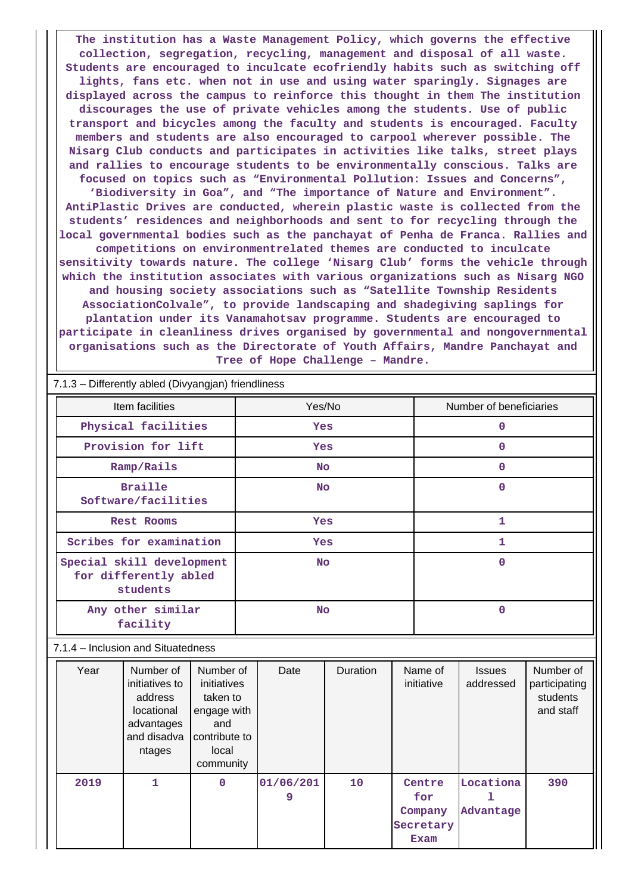The institution has a Waste Management Policy, which governs the effective collection, segregation, recycling, management and disposal of all waste. Students are encouraged to inculcate ecofriendly habits such as switching off lights, fans etc. when not in use and using water sparingly. Signages are displayed across the campus to reinforce this thought in them The institution discourages the use of private vehicles among the students. Use of public transport and bicycles among the faculty and students is encouraged. Faculty members and students are also encouraged to carpool wherever possible. The Nisarg Club conducts and participates in activities like talks, street plays and rallies to encourage students to be environmentally conscious. Talks are focused on topics such as “Environmental Pollution: Issues and Concerns”, ‘Biodiversity in Goa”, and “The importance of Nature and Environment”. AntiPlastic Drives are conducted, wherein plastic waste is collected from the students’ residences and neighborhoods and sent to for recycling through the local governmental bodies such as the panchayat of Penha de Franca. Rallies and competitions on environmentrelated themes are conducted to inculcate sensitivity towards nature. The college ‘Nisarg Club’ forms the vehicle through which the institution associates with various organizations such as Nisarg NGO and housing society associations such as “Satellite Township Residents AssociationColvale”, to provide landscaping and shadegiving saplings for plantation under its Vanamahotsav programme. Students are encouraged to participate in cleanliness drives organised by governmental and nongovernmental organisations such as the Directorate of Youth Affairs, Mandre Panchayat and Tree of Hope Challenge – Mandre.

7.1.3 – Differently abled (Divyangjan) friendliness

| Item facilities | Yes/No | Number of beneficiaries |
|---|---|---|
| Physical facilities | Yes | 0 |
| Provision for lift | Yes | 0 |
| Ramp/Rails | No | 0 |
| Braille Software/facilities | No | 0 |
| Rest Rooms | Yes | 1 |
| Scribes for examination | Yes | 1 |
| Special skill development for differently abled students | No | 0 |
| Any other similar facility | No | 0 |

7.1.4 – Inclusion and Situatedness

| Year | Number of initiatives to address locational advantages and disadvantages | Number of initiatives taken to engage with and contribute to local community | Date | Duration | Name of initiative | Issues addressed | Number of participating students and staff |
|---|---|---|---|---|---|---|---|
| 2019 | 1 | 0 | 01/06/2019 | 10 | Centre for Company Secretary Exam | Locational Advantage | 390 |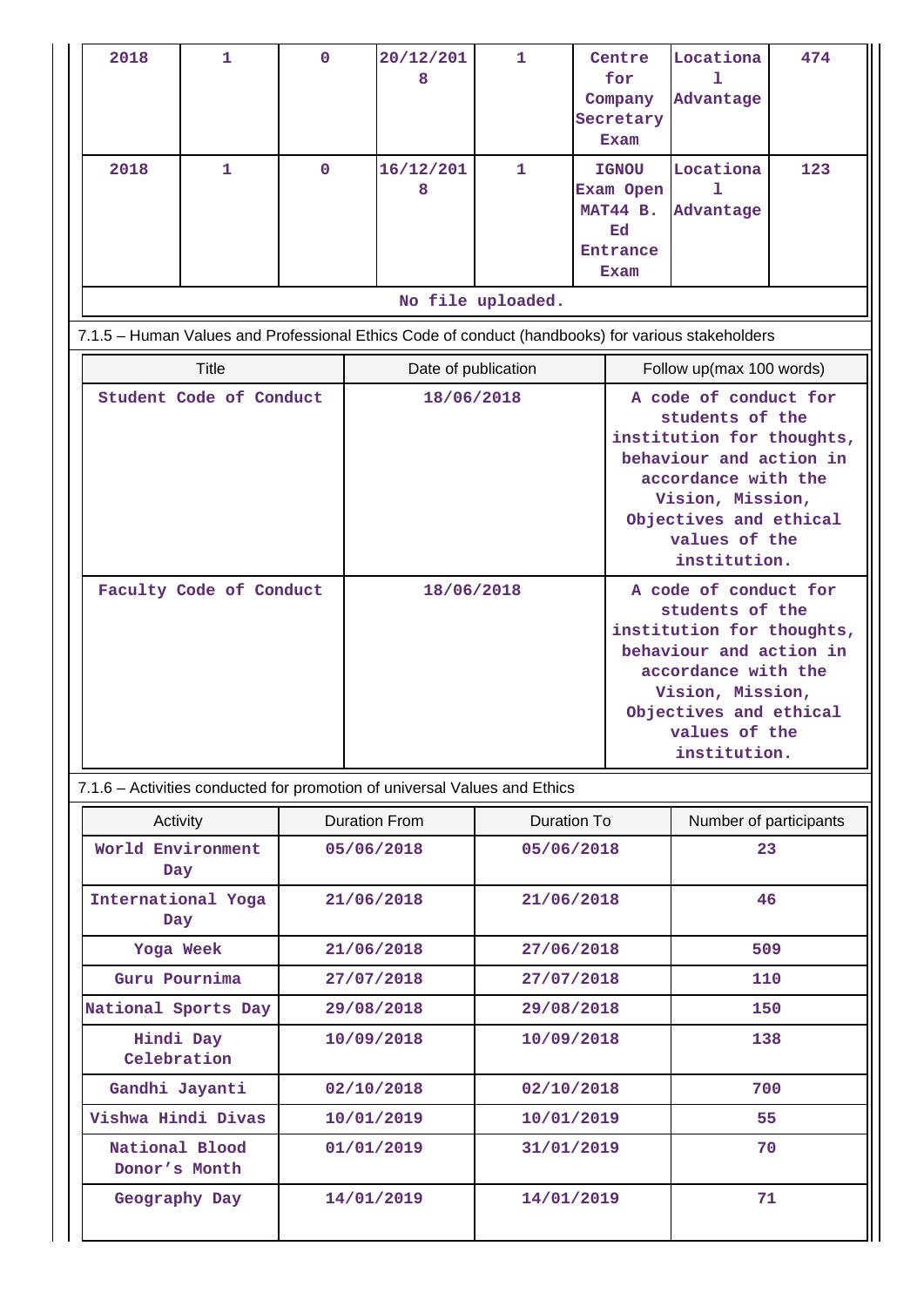| 2018 | 1 | 0 | 20/12/2018 | 1 | Centre for Company Secretary Exam | Locational Advantage | 474 |
|---|---|---|---|---|---|---|---|
| 2018 | 1 | 0 | 16/12/2018 | 1 | IGNOU Exam Open MAT44 B. Ed Entrance Exam | Locational Advantage | 123 |
| No file uploaded. | | | | | | | |

7.1.5 – Human Values and Professional Ethics Code of conduct (handbooks) for various stakeholders

| Title | Date of publication | Follow up(max 100 words) |
|---|---|---|
| Student Code of Conduct | 18/06/2018 | A code of conduct for students of the institution for thoughts, behaviour and action in accordance with the Vision, Mission, Objectives and ethical values of the institution. |
| Faculty Code of Conduct | 18/06/2018 | A code of conduct for students of the institution for thoughts, behaviour and action in accordance with the Vision, Mission, Objectives and ethical values of the institution. |

7.1.6 – Activities conducted for promotion of universal Values and Ethics

| Activity | Duration From | Duration To | Number of participants |
|---|---|---|---|
| World Environment Day | 05/06/2018 | 05/06/2018 | 23 |
| International Yoga Day | 21/06/2018 | 21/06/2018 | 46 |
| Yoga Week | 21/06/2018 | 27/06/2018 | 509 |
| Guru Pournima | 27/07/2018 | 27/07/2018 | 110 |
| National Sports Day | 29/08/2018 | 29/08/2018 | 150 |
| Hindi Day Celebration | 10/09/2018 | 10/09/2018 | 138 |
| Gandhi Jayanti | 02/10/2018 | 02/10/2018 | 700 |
| Vishwa Hindi Divas | 10/01/2019 | 10/01/2019 | 55 |
| National Blood Donor’s Month | 01/01/2019 | 31/01/2019 | 70 |
| Geography Day | 14/01/2019 | 14/01/2019 | 71 |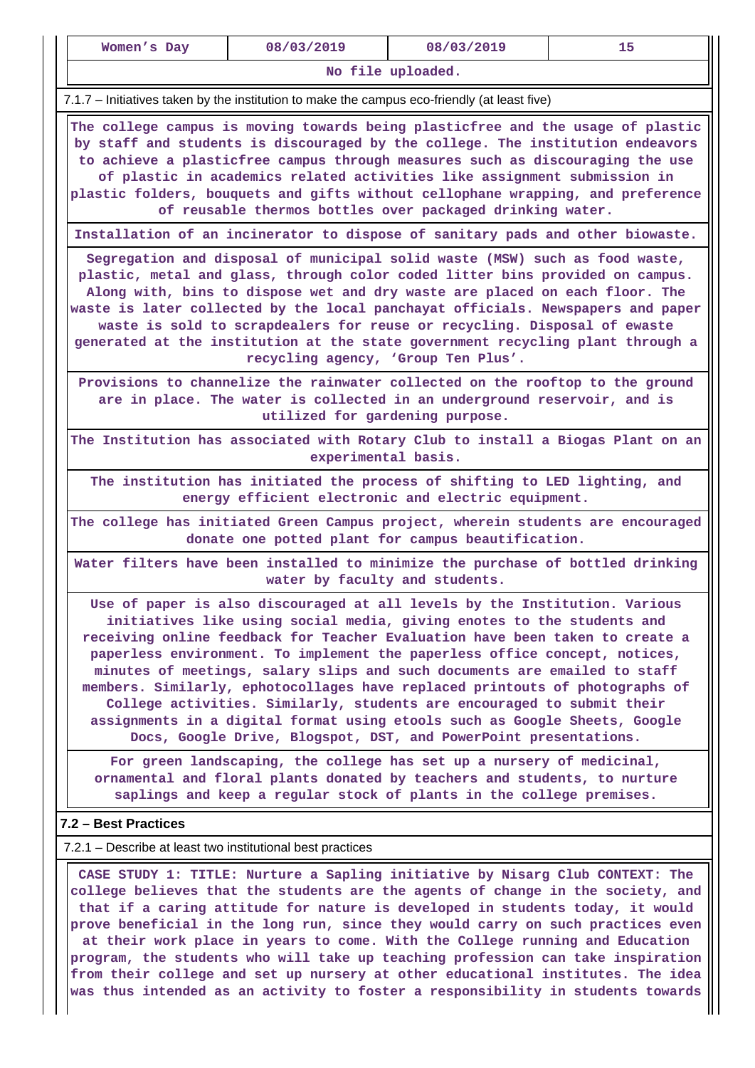| Women's Day | 08/03/2019 | 08/03/2019 | 15 |
|---|---|---|---|
| No file uploaded. | | | |

7.1.7 – Initiatives taken by the institution to make the campus eco-friendly (at least five)

The college campus is moving towards being plasticfree and the usage of plastic by staff and students is discouraged by the college. The institution endeavors to achieve a plasticfree campus through measures such as discouraging the use of plastic in academics related activities like assignment submission in plastic folders, bouquets and gifts without cellophane wrapping, and preference of reusable thermos bottles over packaged drinking water.

Installation of an incinerator to dispose of sanitary pads and other biowaste.

Segregation and disposal of municipal solid waste (MSW) such as food waste, plastic, metal and glass, through color coded litter bins provided on campus. Along with, bins to dispose wet and dry waste are placed on each floor. The waste is later collected by the local panchayat officials. Newspapers and paper waste is sold to scrapdealers for reuse or recycling. Disposal of ewaste generated at the institution at the state government recycling plant through a recycling agency, 'Group Ten Plus'.

Provisions to channelize the rainwater collected on the rooftop to the ground are in place. The water is collected in an underground reservoir, and is utilized for gardening purpose.

The Institution has associated with Rotary Club to install a Biogas Plant on an experimental basis.

The institution has initiated the process of shifting to LED lighting, and energy efficient electronic and electric equipment.

The college has initiated Green Campus project, wherein students are encouraged donate one potted plant for campus beautification.

Water filters have been installed to minimize the purchase of bottled drinking water by faculty and students.

Use of paper is also discouraged at all levels by the Institution. Various initiatives like using social media, giving enotes to the students and receiving online feedback for Teacher Evaluation have been taken to create a paperless environment. To implement the paperless office concept, notices, minutes of meetings, salary slips and such documents are emailed to staff members. Similarly, ephotocollages have replaced printouts of photographs of College activities. Similarly, students are encouraged to submit their assignments in a digital format using etools such as Google Sheets, Google Docs, Google Drive, Blogspot, DST, and PowerPoint presentations.

For green landscaping, the college has set up a nursery of medicinal, ornamental and floral plants donated by teachers and students, to nurture saplings and keep a regular stock of plants in the college premises.

## 7.2 – Best Practices

7.2.1 – Describe at least two institutional best practices

CASE STUDY 1: TITLE: Nurture a Sapling initiative by Nisarg Club CONTEXT: The college believes that the students are the agents of change in the society, and that if a caring attitude for nature is developed in students today, it would prove beneficial in the long run, since they would carry on such practices even at their work place in years to come. With the College running and Education program, the students who will take up teaching profession can take inspiration from their college and set up nursery at other educational institutes. The idea was thus intended as an activity to foster a responsibility in students towards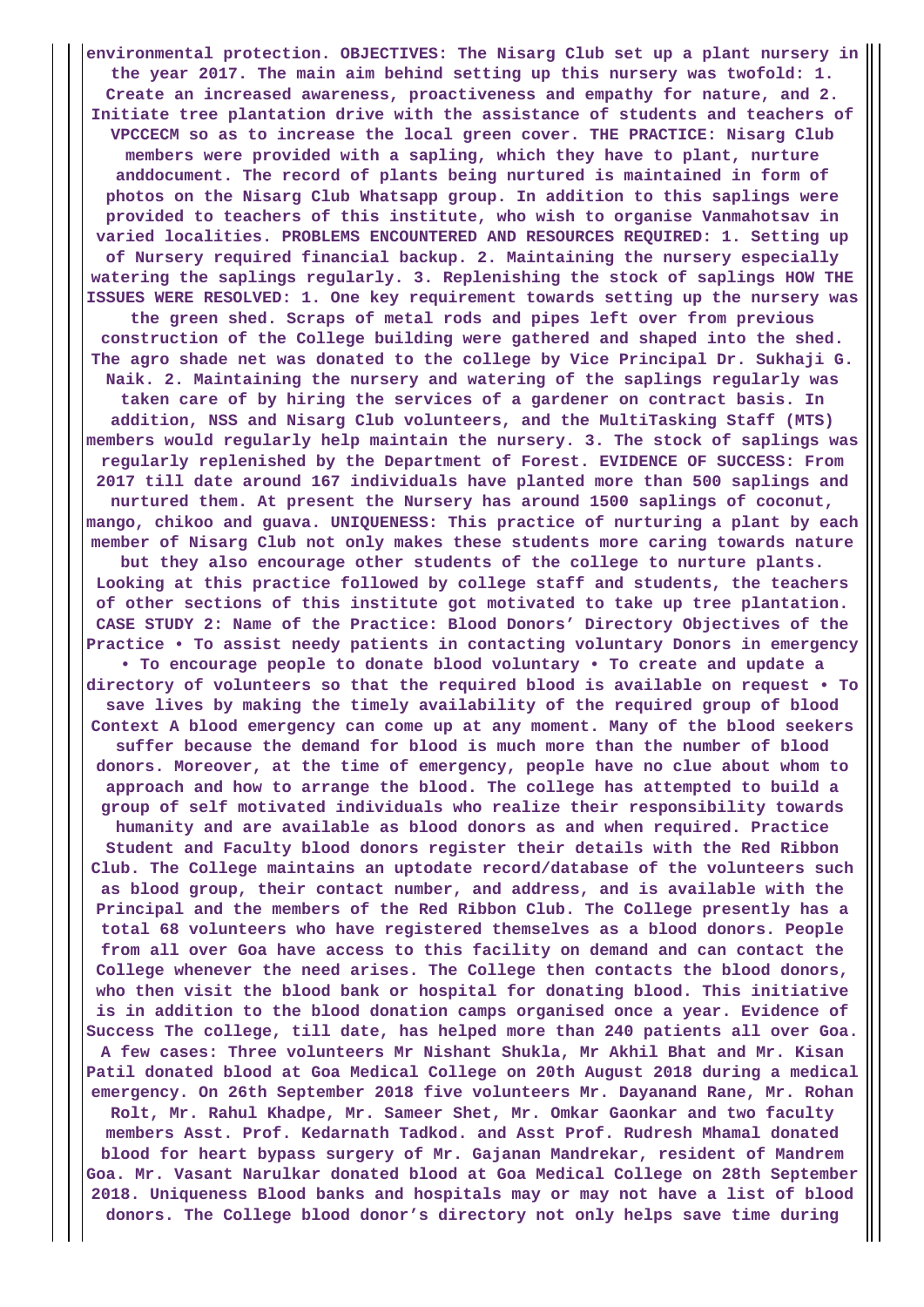**environmental protection. OBJECTIVES: The Nisarg Club set up a plant nursery in the year 2017. The main aim behind setting up this nursery was twofold: 1. Create an increased awareness, proactiveness and empathy for nature, and 2. Initiate tree plantation drive with the assistance of students and teachers of VPCCECM so as to increase the local green cover. THE PRACTICE: Nisarg Club members were provided with a sapling, which they have to plant, nurture anddocument. The record of plants being nurtured is maintained in form of photos on the Nisarg Club Whatsapp group. In addition to this saplings were provided to teachers of this institute, who wish to organise Vanmahotsav in varied localities. PROBLEMS ENCOUNTERED AND RESOURCES REQUIRED: 1. Setting up of Nursery required financial backup. 2. Maintaining the nursery especially watering the saplings regularly. 3. Replenishing the stock of saplings HOW THE ISSUES WERE RESOLVED: 1. One key requirement towards setting up the nursery was the green shed. Scraps of metal rods and pipes left over from previous construction of the College building were gathered and shaped into the shed. The agro shade net was donated to the college by Vice Principal Dr. Sukhaji G. Naik. 2. Maintaining the nursery and watering of the saplings regularly was taken care of by hiring the services of a gardener on contract basis. In addition, NSS and Nisarg Club volunteers, and the MultiTasking Staff (MTS) members would regularly help maintain the nursery. 3. The stock of saplings was regularly replenished by the Department of Forest. EVIDENCE OF SUCCESS: From 2017 till date around 167 individuals have planted more than 500 saplings and nurtured them. At present the Nursery has around 1500 saplings of coconut, mango, chikoo and guava. UNIQUENESS: This practice of nurturing a plant by each member of Nisarg Club not only makes these students more caring towards nature but they also encourage other students of the college to nurture plants. Looking at this practice followed by college staff and students, the teachers of other sections of this institute got motivated to take up tree plantation. CASE STUDY 2: Name of the Practice: Blood Donors' Directory Objectives of the Practice • To assist needy patients in contacting voluntary Donors in emergency • To encourage people to donate blood voluntary • To create and update a directory of volunteers so that the required blood is available on request • To save lives by making the timely availability of the required group of blood Context A blood emergency can come up at any moment. Many of the blood seekers suffer because the demand for blood is much more than the number of blood donors. Moreover, at the time of emergency, people have no clue about whom to approach and how to arrange the blood. The college has attempted to build a group of self motivated individuals who realize their responsibility towards humanity and are available as blood donors as and when required. Practice Student and Faculty blood donors register their details with the Red Ribbon Club. The College maintains an uptodate record/database of the volunteers such as blood group, their contact number, and address, and is available with the Principal and the members of the Red Ribbon Club. The College presently has a total 68 volunteers who have registered themselves as a blood donors. People from all over Goa have access to this facility on demand and can contact the College whenever the need arises. The College then contacts the blood donors, who then visit the blood bank or hospital for donating blood. This initiative is in addition to the blood donation camps organised once a year. Evidence of Success The college, till date, has helped more than 240 patients all over Goa. A few cases: Three volunteers Mr Nishant Shukla, Mr Akhil Bhat and Mr. Kisan Patil donated blood at Goa Medical College on 20th August 2018 during a medical emergency. On 26th September 2018 five volunteers Mr. Dayanand Rane, Mr. Rohan Rolt, Mr. Rahul Khadpe, Mr. Sameer Shet, Mr. Omkar Gaonkar and two faculty members Asst. Prof. Kedarnath Tadkod. and Asst Prof. Rudresh Mhamal donated blood for heart bypass surgery of Mr. Gajanan Mandrekar, resident of Mandrem Goa. Mr. Vasant Narulkar donated blood at Goa Medical College on 28th September 2018. Uniqueness Blood banks and hospitals may or may not have a list of blood donors. The College blood donor's directory not only helps save time during**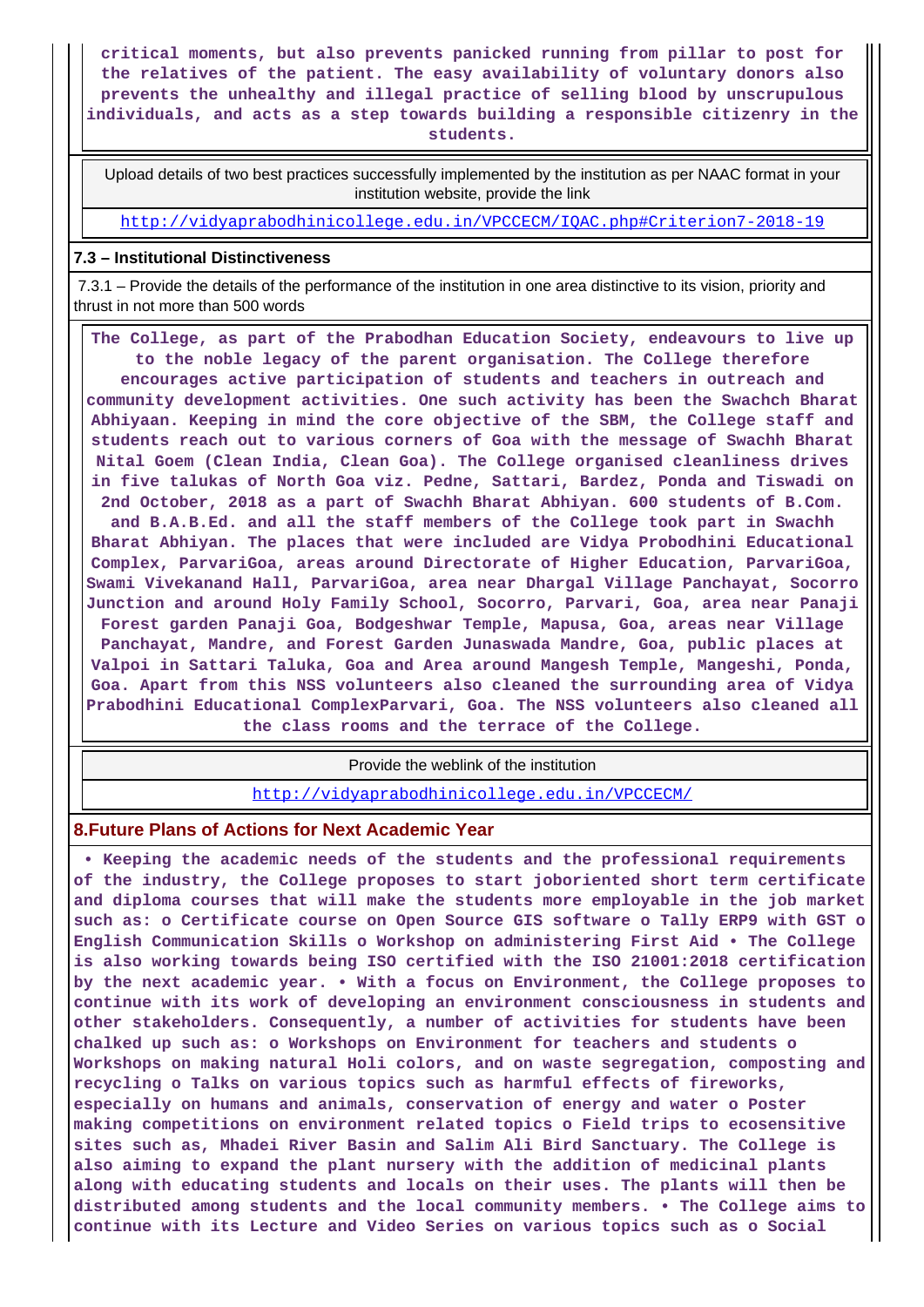critical moments, but also prevents panicked running from pillar to post for the relatives of the patient. The easy availability of voluntary donors also prevents the unhealthy and illegal practice of selling blood by unscrupulous individuals, and acts as a step towards building a responsible citizenry in the students.

| Upload details of two best practices successfully implemented by the institution as per NAAC format in your institution website, provide the link |
|---|
| http://vidyaprabodhinicollege.edu.in/VPCCECM/IQAC.php#Criterion7-2018-19 |

**7.3 – Institutional Distinctiveness**

7.3.1 – Provide the details of the performance of the institution in one area distinctive to its vision, priority and thrust in not more than 500 words

**The College, as part of the Prabodhan Education Society, endeavours to live up to the noble legacy of the parent organisation. The College therefore encourages active participation of students and teachers in outreach and community development activities. One such activity has been the Swachch Bharat Abhiyaan. Keeping in mind the core objective of the SBM, the College staff and students reach out to various corners of Goa with the message of Swachh Bharat Nital Goem (Clean India, Clean Goa). The College organised cleanliness drives in five talukas of North Goa viz. Pedne, Sattari, Bardez, Ponda and Tiswadi on 2nd October, 2018 as a part of Swachh Bharat Abhiyan. 600 students of B.Com. and B.A.B.Ed. and all the staff members of the College took part in Swachh Bharat Abhiyan. The places that were included are Vidya Probodhini Educational Complex, ParvariGoa, areas around Directorate of Higher Education, ParvariGoa, Swami Vivekanand Hall, ParvariGoa, area near Dhargal Village Panchayat, Socorro Junction and around Holy Family School, Socorro, Parvari, Goa, area near Panaji Forest garden Panaji Goa, Bodgeshwar Temple, Mapusa, Goa, areas near Village Panchayat, Mandre, and Forest Garden Junaswada Mandre, Goa, public places at Valpoi in Sattari Taluka, Goa and Area around Mangesh Temple, Mangeshi, Ponda, Goa. Apart from this NSS volunteers also cleaned the surrounding area of Vidya Prabodhini Educational ComplexParvari, Goa. The NSS volunteers also cleaned all the class rooms and the terrace of the College.**

| Provide the weblink of the institution |
|---|
| http://vidyaprabodhinicollege.edu.in/VPCCECM/ |

## 8.Future Plans of Actions for Next Academic Year

**• Keeping the academic needs of the students and the professional requirements of the industry, the College proposes to start joboriented short term certificate and diploma courses that will make the students more employable in the job market such as: o Certificate course on Open Source GIS software o Tally ERP9 with GST o English Communication Skills o Workshop on administering First Aid • The College is also working towards being ISO certified with the ISO 21001:2018 certification by the next academic year. • With a focus on Environment, the College proposes to continue with its work of developing an environment consciousness in students and other stakeholders. Consequently, a number of activities for students have been chalked up such as: o Workshops on Environment for teachers and students o Workshops on making natural Holi colors, and on waste segregation, composting and recycling o Talks on various topics such as harmful effects of fireworks, especially on humans and animals, conservation of energy and water o Poster making competitions on environment related topics o Field trips to ecosensitive sites such as, Mhadei River Basin and Salim Ali Bird Sanctuary. The College is also aiming to expand the plant nursery with the addition of medicinal plants along with educating students and locals on their uses. The plants will then be distributed among students and the local community members. • The College aims to continue with its Lecture and Video Series on various topics such as o Social**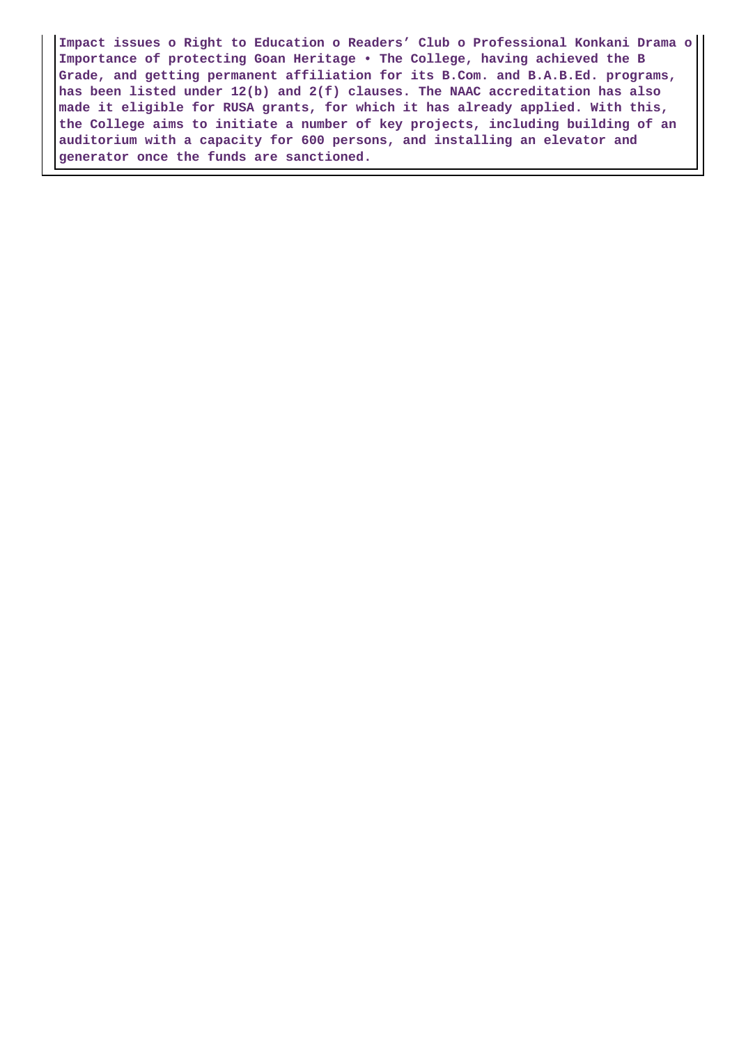**Impact issues o Right to Education o Readers' Club o Professional Konkani Drama o Importance of protecting Goan Heritage • The College, having achieved the B Grade, and getting permanent affiliation for its B.Com. and B.A.B.Ed. programs, has been listed under 12(b) and 2(f) clauses. The NAAC accreditation has also made it eligible for RUSA grants, for which it has already applied. With this, the College aims to initiate a number of key projects, including building of an auditorium with a capacity for 600 persons, and installing an elevator and generator once the funds are sanctioned.**